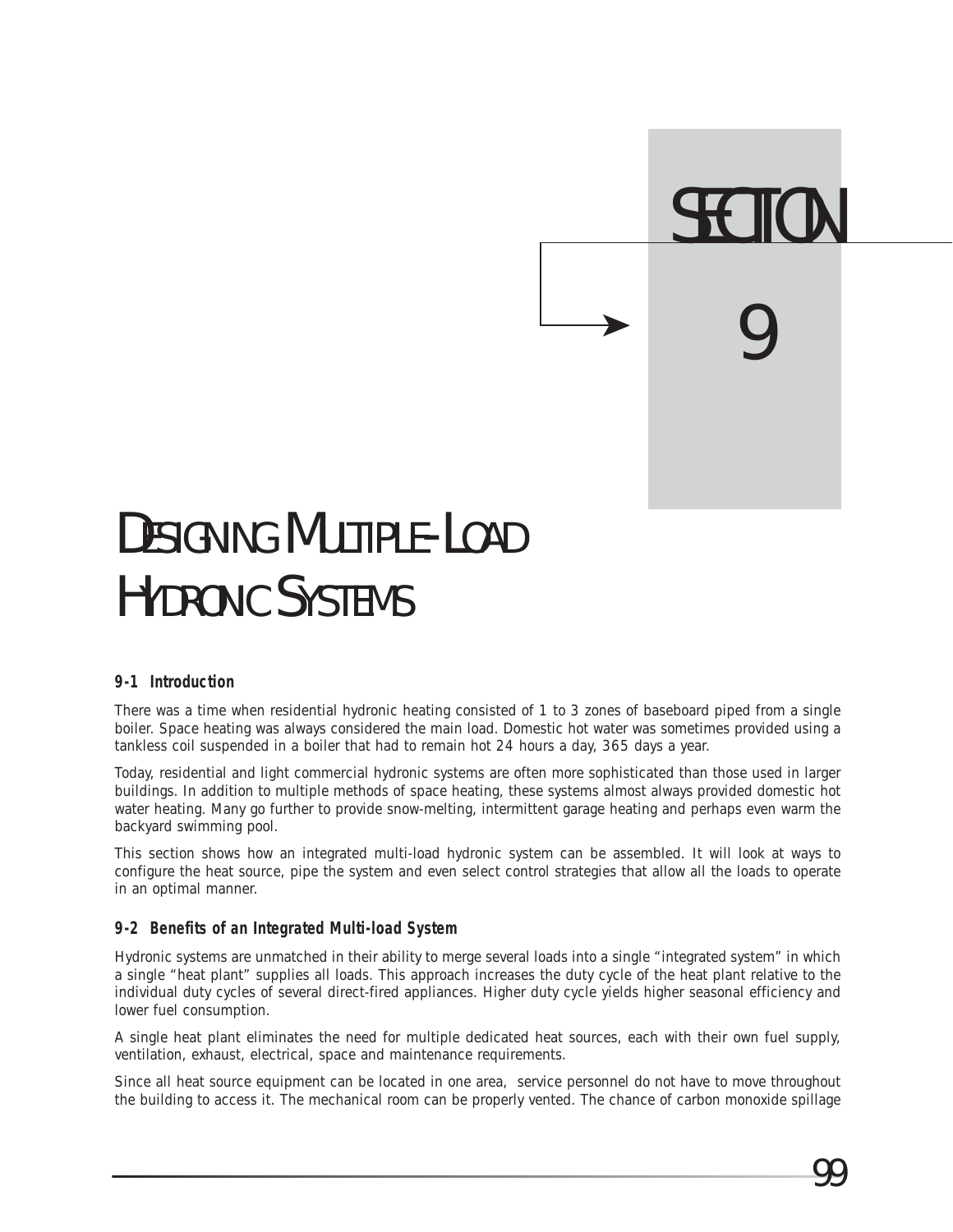# SECTION 9

# DESIGNING MULTIPLE-LOAD HYDRONIC SYSTEMS

### 9-1 Introduction

There was a time when residential hydronic heating consisted of 1 to 3 zones of baseboard piped from a single boiler. Space heating was always considered the main load. Domestic hot water was sometimes provided using a tankless coil suspended in a boiler that had to remain hot 24 hours a day, 365 days a year.

Today, residential and light commercial hydronic systems are often more sophisticated than those used in larger buildings. In addition to multiple methods of space heating, these systems almost always provided domestic hot water heating. Many go further to provide snow-melting, intermittent garage heating and perhaps even warm the backyard swimming pool.

This section shows how an integrated multi-load hydronic system can be assembled. It will look at ways to configure the heat source, pipe the system and even select control strategies that allow all the loads to operate in an optimal manner.

### 9-2 Benefits of an Integrated Multi-load System

Hydronic systems are unmatched in their ability to merge several loads into a single "integrated system" in which a single "heat plant" supplies all loads. This approach increases the duty cycle of the heat plant relative to the individual duty cycles of several direct-fired appliances. Higher duty cycle yields higher seasonal efficiency and lower fuel consumption.

A single heat plant eliminates the need for multiple dedicated heat sources, each with their own fuel supply, ventilation, exhaust, electrical, space and maintenance requirements.

Since all heat source equipment can be located in one area, service personnel do not have to move throughout the building to access it. The mechanical room can be properly vented. The chance of carbon monoxide spillage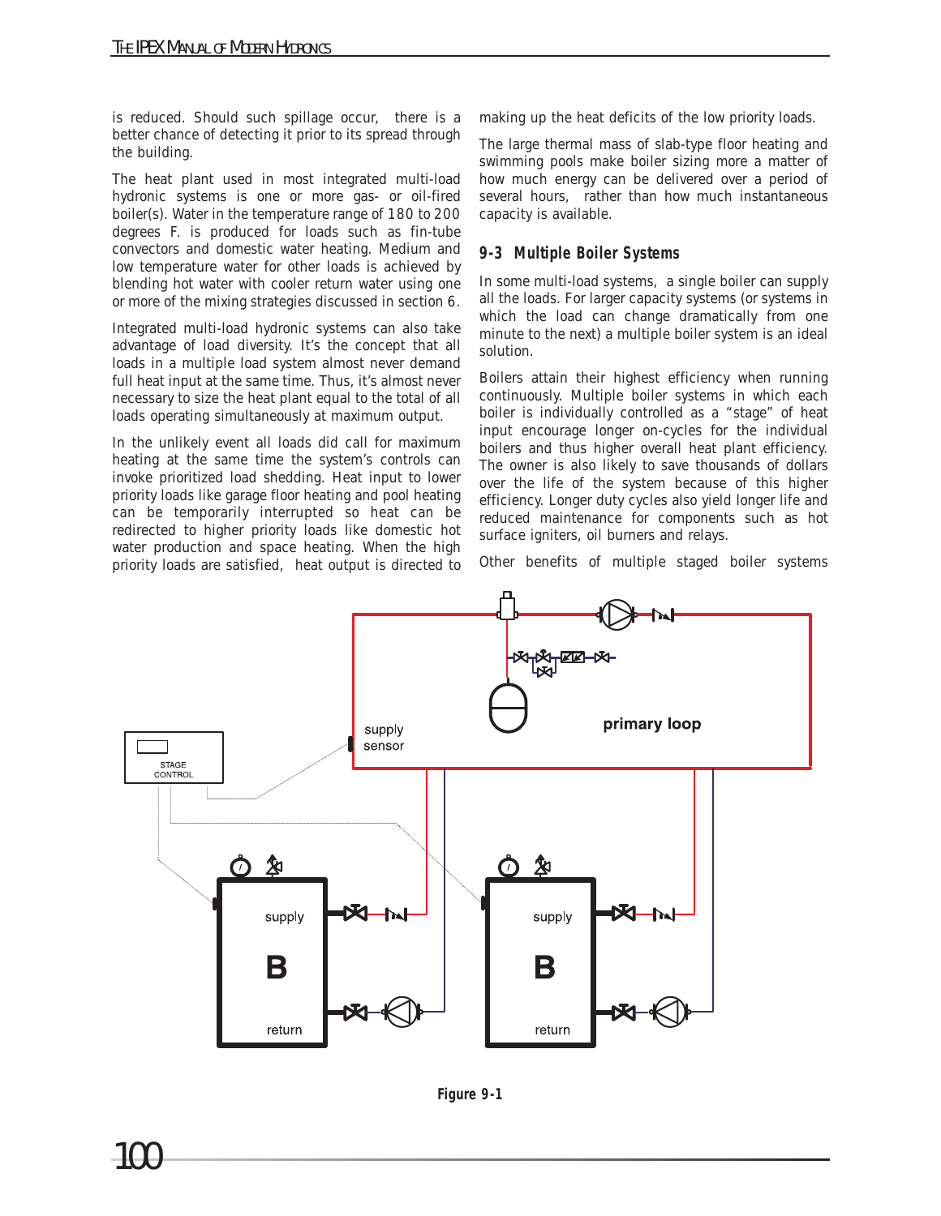is reduced. Should such spillage occur, there is a better chance of detecting it prior to its spread through the building.

The heat plant used in most integrated multi-load hydronic systems is one or more gas- or oil-fired boiler(s). Water in the temperature range of 180 to 200 degrees F. is produced for loads such as fin-tube convectors and domestic water heating. Medium and low temperature water for other loads is achieved by blending hot water with cooler return water using one or more of the mixing strategies discussed in section 6.

Integrated multi-load hydronic systems can also take advantage of load diversity. It's the concept that all loads in a multiple load system almost never demand full heat input at the same time. Thus, it's almost never necessary to size the heat plant equal to the total of all loads operating simultaneously at maximum output.

In the unlikely event all loads did call for maximum heating at the same time the system's controls can invoke prioritized load shedding. Heat input to lower priority loads like garage floor heating and pool heating can be temporarily interrupted so heat can be redirected to higher priority loads like domestic hot water production and space heating. When the high priority loads are satisfied, heat output is directed to making up the heat deficits of the low priority loads.

The large thermal mass of slab-type floor heating and swimming pools make boiler sizing more a matter of how much energy can be delivered over a period of several hours, rather than how much instantaneous capacity is available.

## 9-3 Multiple Boiler Systems

In some multi-load systems, a single boiler can supply all the loads. For larger capacity systems (or systems in which the load can change dramatically from one minute to the next) a multiple boiler system is an ideal solution.

Boilers attain their highest efficiency when running continuously. Multiple boiler systems in which each boiler is individually controlled as a "stage" of heat input encourage longer on-cycles for the individual boilers and thus higher overall heat plant efficiency. The owner is also likely to save thousands of dollars over the life of the system because of this higher efficiency. Longer duty cycles also yield longer life and reduced maintenance for components such as hot surface igniters, oil burners and relays.

Other benefits of multiple staged boiler systems

**Figure 9-1**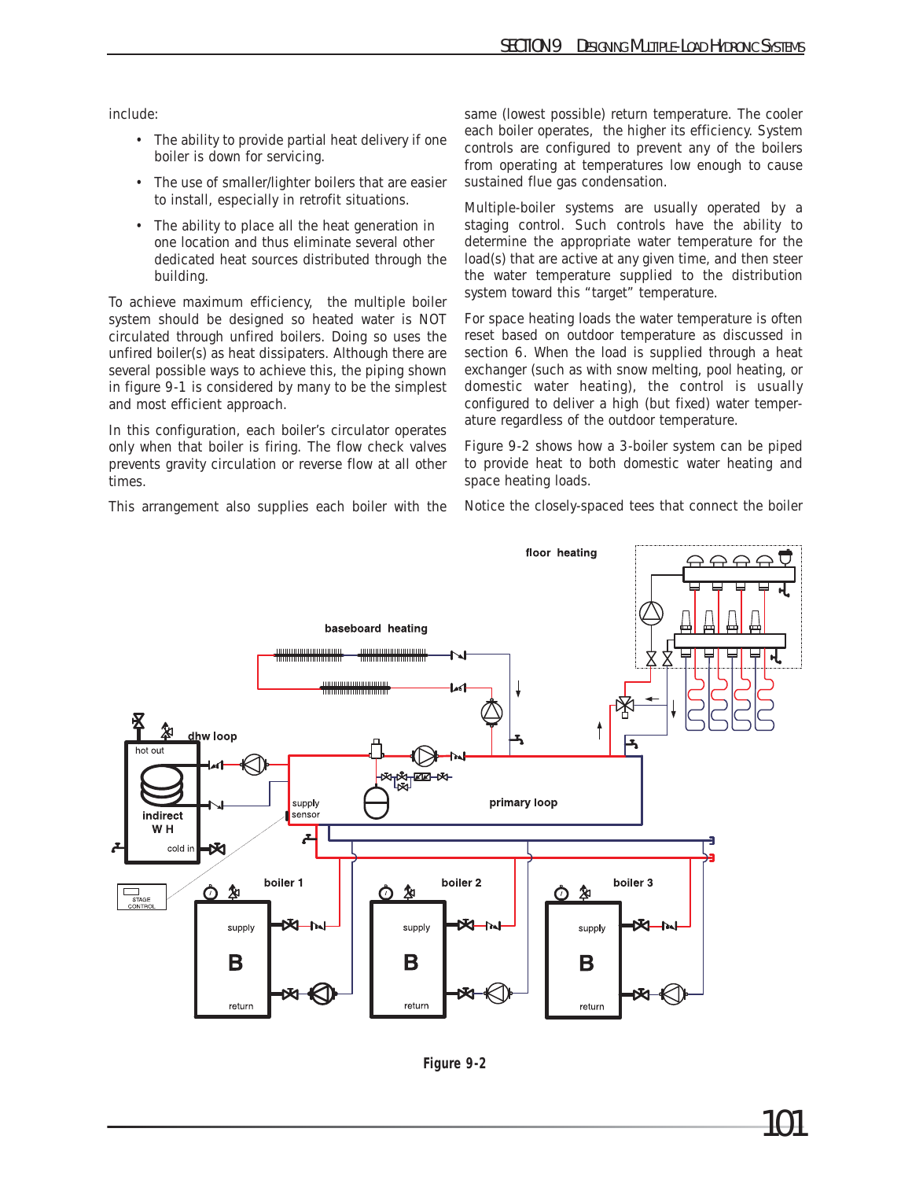include:

- The ability to provide partial heat delivery if one boiler is down for servicing.
- The use of smaller/lighter boilers that are easier to install, especially in retrofit situations.
- The ability to place all the heat generation in one location and thus eliminate several other dedicated heat sources distributed through the building.

To achieve maximum efficiency, the multiple boiler system should be designed so heated water is NOT circulated through unfired boilers. Doing so uses the unfired boiler(s) as heat dissipaters. Although there are several possible ways to achieve this, the piping shown in figure 9-1 is considered by many to be the simplest and most efficient approach.

In this configuration, each boiler's circulator operates only when that boiler is firing. The flow check valves prevents gravity circulation or reverse flow at all other times.

This arrangement also supplies each boiler with the same (lowest possible) return temperature. The cooler each boiler operates, the higher its efficiency. System controls are configured to prevent any of the boilers from operating at temperatures low enough to cause sustained flue gas condensation.

Multiple-boiler systems are usually operated by a staging control. Such controls have the ability to determine the appropriate water temperature for the load(s) that are active at any given time, and then steer the water temperature supplied to the distribution system toward this "target" temperature.

For space heating loads the water temperature is often reset based on outdoor temperature as discussed in section 6. When the load is supplied through a heat exchanger (such as with snow melting, pool heating, or domestic water heating), the control is usually configured to deliver a high (but fixed) water temperature regardless of the outdoor temperature.

Figure 9-2 shows how a 3-boiler system can be piped to provide heat to both domestic water heating and space heating loads.

Notice the closely-spaced tees that connect the boiler

**Figure 9-2**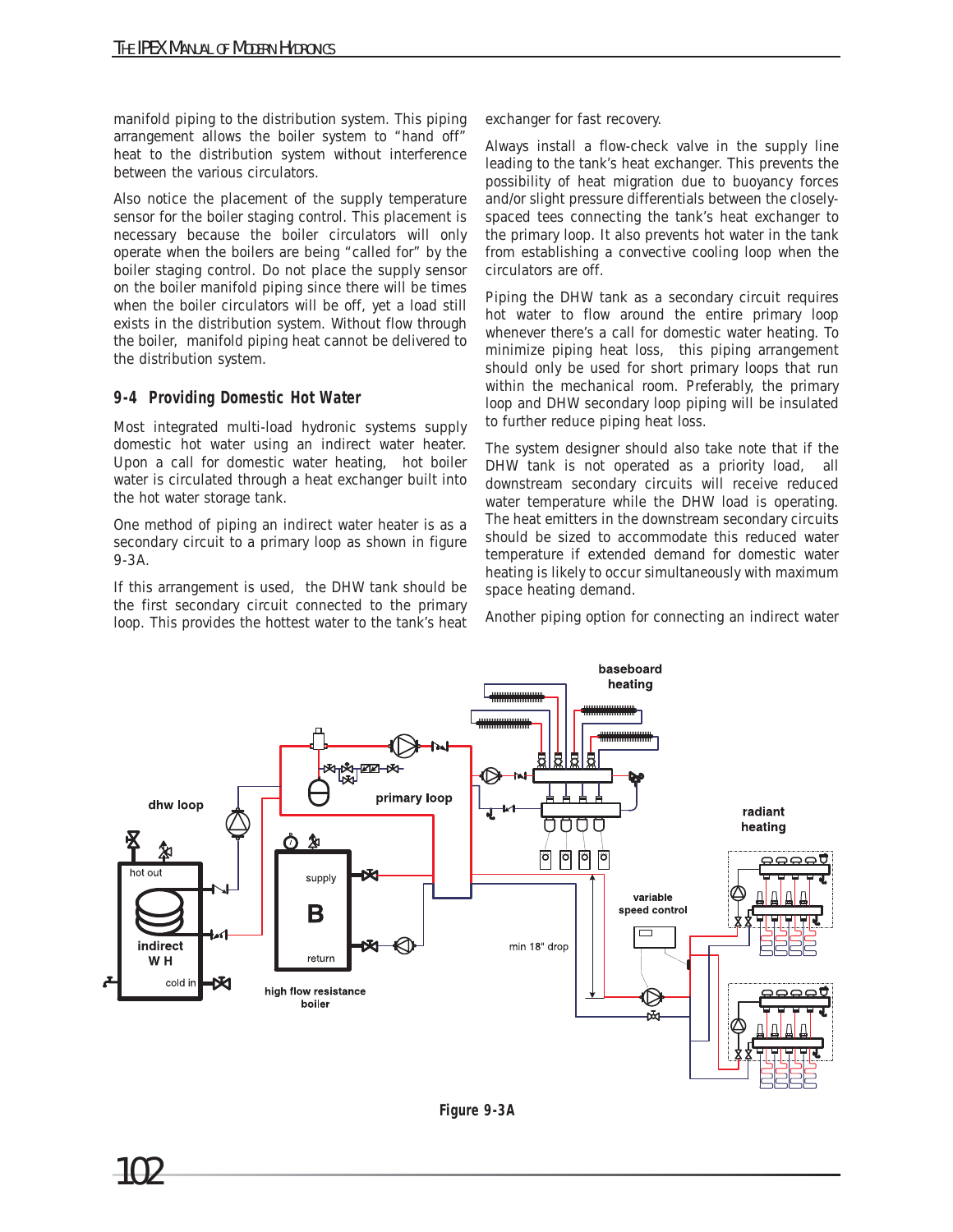manifold piping to the distribution system. This piping arrangement allows the boiler system to "hand off" heat to the distribution system without interference between the various circulators.

Also notice the placement of the supply temperature sensor for the boiler staging control. This placement is necessary because the boiler circulators will only operate when the boilers are being "called for" by the boiler staging control. Do not place the supply sensor on the boiler manifold piping since there will be times when the boiler circulators will be off, yet a load still exists in the distribution system. Without flow through the boiler, manifold piping heat cannot be delivered to the distribution system.

### 9-4 Providing Domestic Hot Water

Most integrated multi-load hydronic systems supply domestic hot water using an indirect water heater. Upon a call for domestic water heating, hot boiler water is circulated through a heat exchanger built into the hot water storage tank.

One method of piping an indirect water heater is as a secondary circuit to a primary loop as shown in figure 9-3A.

If this arrangement is used, the DHW tank should be the first secondary circuit connected to the primary loop. This provides the hottest water to the tank's heat exchanger for fast recovery.

Always install a flow-check valve in the supply line leading to the tank's heat exchanger. This prevents the possibility of heat migration due to buoyancy forces and/or slight pressure differentials between the closely-spaced tees connecting the tank's heat exchanger to the primary loop. It also prevents hot water in the tank from establishing a convective cooling loop when the circulators are off.

Piping the DHW tank as a secondary circuit requires hot water to flow around the entire primary loop whenever there's a call for domestic water heating. To minimize piping heat loss, this piping arrangement should only be used for short primary loops that run within the mechanical room. Preferably, the primary loop and DHW secondary loop piping will be insulated to further reduce piping heat loss.

The system designer should also take note that if the DHW tank is not operated as a priority load, all downstream secondary circuits will receive reduced water temperature while the DHW load is operating. The heat emitters in the downstream secondary circuits should be sized to accommodate this reduced water temperature if extended demand for domestic water heating is likely to occur simultaneously with maximum space heating demand.

Another piping option for connecting an indirect water

**Figure 9-3A**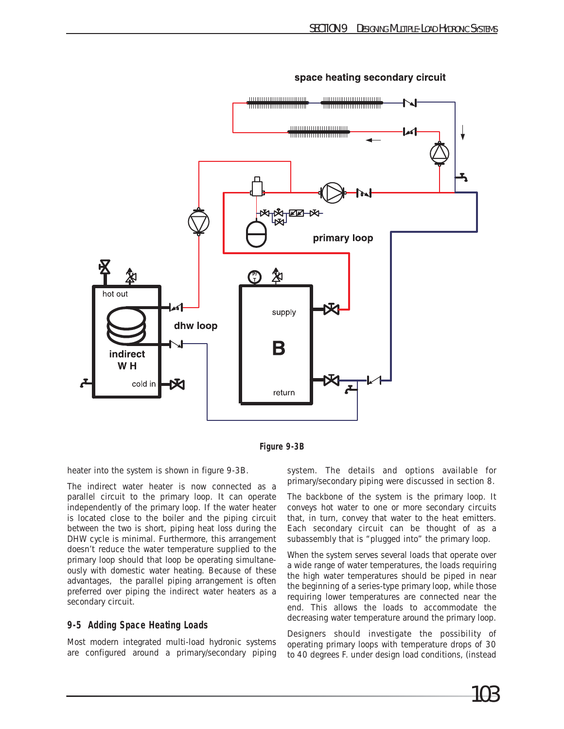Figure 9-3B

heater into the system is shown in figure 9-3B.

The indirect water heater is now connected as a parallel circuit to the primary loop. It can operate independently of the primary loop. If the water heater is located close to the boiler and the piping circuit between the two is short, piping heat loss during the DHW cycle is minimal. Furthermore, this arrangement doesn't reduce the water temperature supplied to the primary loop should that loop be operating simultaneously with domestic water heating. Because of these advantages, the parallel piping arrangement is often preferred over piping the indirect water heaters as a secondary circuit.

## 9-5 Adding Space Heating Loads

Most modern integrated multi-load hydronic systems are configured around a primary/secondary piping system. The details and options available for primary/secondary piping were discussed in section 8.

The backbone of the system is the primary loop. It conveys hot water to one or more secondary circuits that, in turn, convey that water to the heat emitters. Each secondary circuit can be thought of as a subassembly that is "plugged into" the primary loop.

When the system serves several loads that operate over a wide range of water temperatures, the loads requiring the high water temperatures should be piped in near the beginning of a series-type primary loop, while those requiring lower temperatures are connected near the end. This allows the loads to accommodate the decreasing water temperature around the primary loop.

Designers should investigate the possibility of operating primary loops with temperature drops of 30 to 40 degrees F. under design load conditions, (instead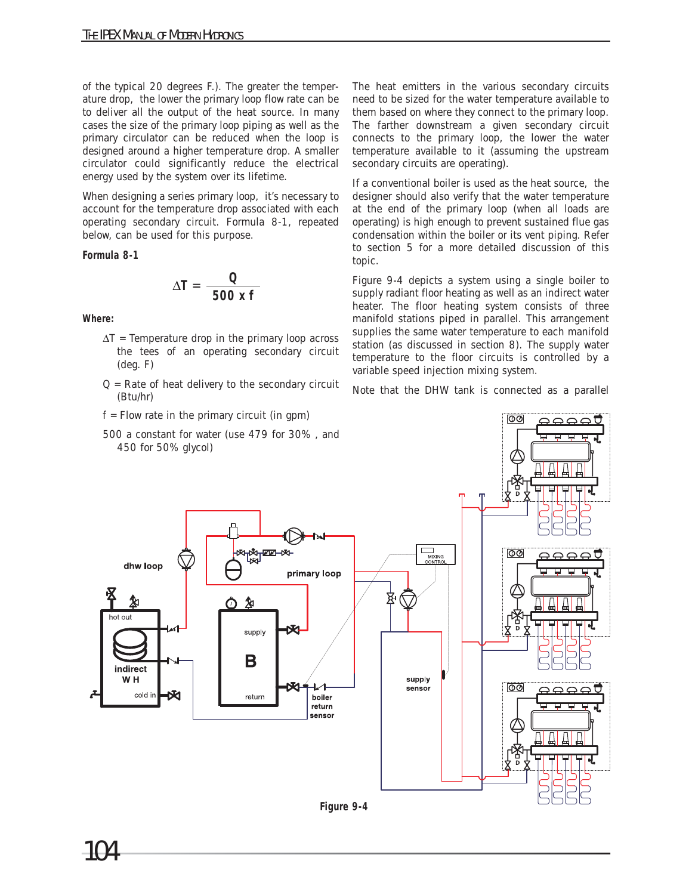of the typical 20 degrees F.). The greater the temperature drop, the lower the primary loop flow rate can be to deliver all the output of the heat source. In many cases the size of the primary loop piping as well as the primary circulator can be reduced when the system is designed around a higher temperature drop. A smaller circulator could significantly reduce the electrical energy used by the system over its lifetime.

When designing a series primary loop, it's necessary to account for the temperature drop associated with each operating secondary circuit. Formula 8-1, repeated below, can be used for this purpose.

**Formula 8-1**

$$\Delta T = \frac{Q}{500 \times f}$$

**Where:**

- $\Delta T$ = Temperature drop in the primary loop across the tees of an operating secondary circuit (deg. F)
- Q = Rate of heat delivery to the secondary circuit (Btu/hr)
- f = Flow rate in the primary circuit (in gpm)
- 500 a constant for water (use 479 for 30% , and 450 for 50% glycol)

The heat emitters in the various secondary circuits need to be sized for the water temperature available to them based on where they connect to the primary loop. The farther downstream a given secondary circuit connects to the primary loop, the lower the water temperature available to it (assuming the upstream secondary circuits are operating).

If a conventional boiler is used as the heat source, the designer should also verify that the water temperature at the end of the primary loop (when all loads are operating) is high enough to prevent sustained flue gas condensation within the boiler or its vent piping. Refer to section 5 for a more detailed discussion of this topic.

Figure 9-4 depicts a system using a single boiler to supply radiant floor heating as well as an indirect water heater. The floor heating system consists of three manifold stations piped in parallel. This arrangement supplies the same water temperature to each manifold station (as discussed in section 8). The supply water temperature to the floor circuits is controlled by a variable speed injection mixing system.

Note that the DHW tank is connected as a parallel

**Figure 9-4**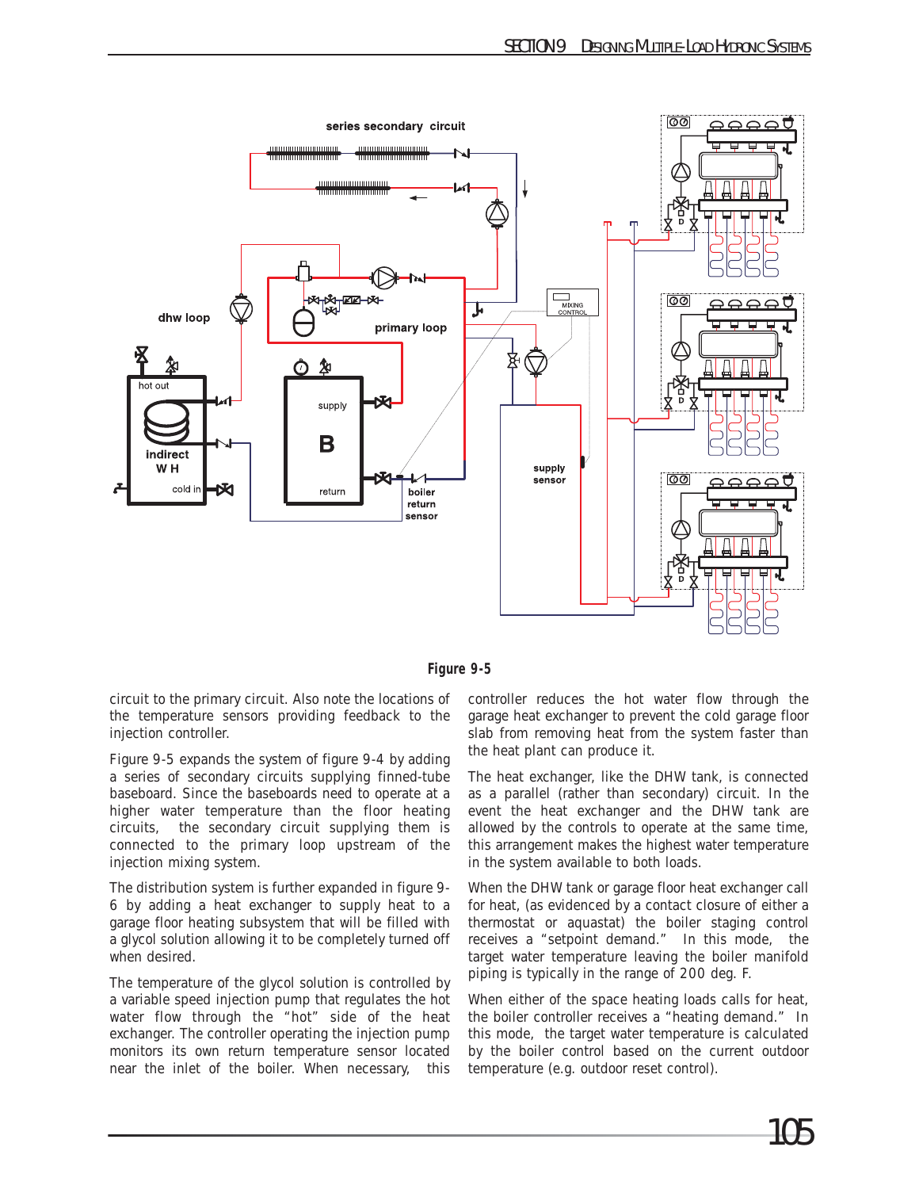**Figure 9-5**

circuit to the primary circuit. Also note the locations of the temperature sensors providing feedback to the injection controller.

Figure 9-5 expands the system of figure 9-4 by adding a series of secondary circuits supplying finned-tube baseboard. Since the baseboards need to operate at a higher water temperature than the floor heating circuits, the secondary circuit supplying them is connected to the primary loop upstream of the injection mixing system.

The distribution system is further expanded in figure 9-6 by adding a heat exchanger to supply heat to a garage floor heating subsystem that will be filled with a glycol solution allowing it to be completely turned off when desired.

The temperature of the glycol solution is controlled by a variable speed injection pump that regulates the hot water flow through the "hot" side of the heat exchanger. The controller operating the injection pump monitors its own return temperature sensor located near the inlet of the boiler. When necessary, this controller reduces the hot water flow through the garage heat exchanger to prevent the cold garage floor slab from removing heat from the system faster than the heat plant can produce it.

The heat exchanger, like the DHW tank, is connected as a parallel (rather than secondary) circuit. In the event the heat exchanger and the DHW tank are allowed by the controls to operate at the same time, this arrangement makes the highest water temperature in the system available to both loads.

When the DHW tank or garage floor heat exchanger call for heat, (as evidenced by a contact closure of either a thermostat or aquastat) the boiler staging control receives a "setpoint demand." In this mode, the target water temperature leaving the boiler manifold piping is typically in the range of 200 deg. F.

When either of the space heating loads calls for heat, the boiler controller receives a "heating demand." In this mode, the target water temperature is calculated by the boiler control based on the current outdoor temperature (e.g. outdoor reset control).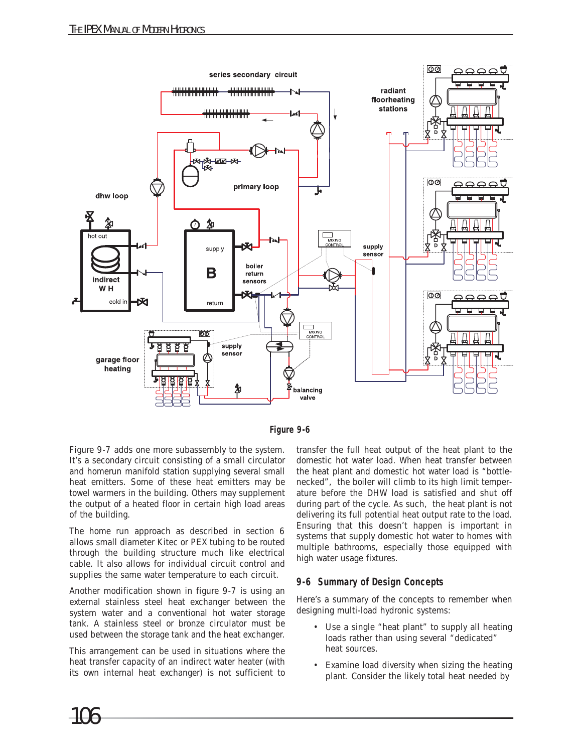Figure 9-6

Figure 9-7 adds one more subassembly to the system. It's a secondary circuit consisting of a small circulator and homerun manifold station supplying several small heat emitters. Some of these heat emitters may be towel warmers in the building. Others may supplement the output of a heated floor in certain high load areas of the building.

The home run approach as described in section 6 allows small diameter Kitec or PEX tubing to be routed through the building structure much like electrical cable. It also allows for individual circuit control and supplies the same water temperature to each circuit.

Another modification shown in figure 9-7 is using an external stainless steel heat exchanger between the system water and a conventional hot water storage tank. A stainless steel or bronze circulator must be used between the storage tank and the heat exchanger.

This arrangement can be used in situations where the heat transfer capacity of an indirect water heater (with its own internal heat exchanger) is not sufficient to transfer the full heat output of the heat plant to the domestic hot water load. When heat transfer between the heat plant and domestic hot water load is "bottle-necked", the boiler will climb to its high limit temperature before the DHW load is satisfied and shut off during part of the cycle. As such, the heat plant is not delivering its full potential heat output rate to the load. Ensuring that this doesn't happen is important in systems that supply domestic hot water to homes with multiple bathrooms, especially those equipped with high water usage fixtures.

## 9-6 Summary of Design Concepts

Here's a summary of the concepts to remember when designing multi-load hydronic systems:

- Use a single "heat plant" to supply all heating loads rather than using several "dedicated" heat sources.
- Examine load diversity when sizing the heating plant. Consider the likely total heat needed by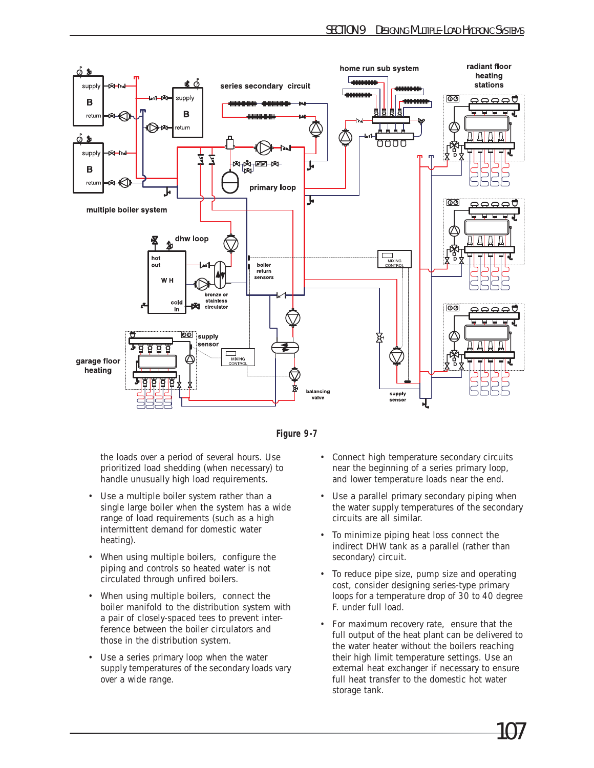Figure 9-7

the loads over a period of several hours. Use prioritized load shedding (when necessary) to handle unusually high load requirements.

- Use a multiple boiler system rather than a single large boiler when the system has a wide range of load requirements (such as a high intermittent demand for domestic water heating).
- When using multiple boilers, configure the piping and controls so heated water is not circulated through unfired boilers.
- When using multiple boilers, connect the boiler manifold to the distribution system with a pair of closely-spaced tees to prevent interference between the boiler circulators and those in the distribution system.
- Use a series primary loop when the water supply temperatures of the secondary loads vary over a wide range.
- Connect high temperature secondary circuits near the beginning of a series primary loop, and lower temperature loads near the end.
- Use a parallel primary secondary piping when the water supply temperatures of the secondary circuits are all similar.
- To minimize piping heat loss connect the indirect DHW tank as a parallel (rather than secondary) circuit.
- To reduce pipe size, pump size and operating cost, consider designing series-type primary loops for a temperature drop of 30 to 40 degree F. under full load.
- For maximum recovery rate, ensure that the full output of the heat plant can be delivered to the water heater without the boilers reaching their high limit temperature settings. Use an external heat exchanger if necessary to ensure full heat transfer to the domestic hot water storage tank.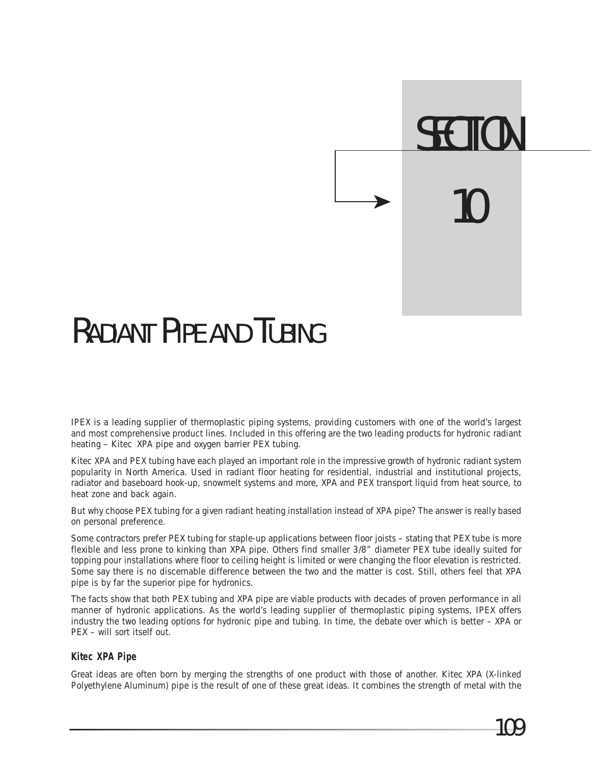# SECTION 10

# RADIANT PIPE AND TUBING

IPEX is a leading supplier of thermoplastic piping systems, providing customers with one of the world's largest and most comprehensive product lines. Included in this offering are the two leading products for hydronic radiant heating – Kitec XPA pipe and oxygen barrier PEX tubing.

Kitec XPA and PEX tubing have each played an important role in the impressive growth of hydronic radiant system popularity in North America. Used in radiant floor heating for residential, industrial and institutional projects, radiator and baseboard hook-up, snowmelt systems and more, XPA and PEX transport liquid from heat source, to heat zone and back again.

But why choose PEX tubing for a given radiant heating installation instead of XPA pipe? The answer is really based on personal preference.

Some contractors prefer PEX tubing for staple-up applications between floor joists – stating that PEX tube is more flexible and less prone to kinking than XPA pipe. Others find smaller 3/8" diameter PEX tube ideally suited for topping pour installations where floor to ceiling height is limited or were changing the floor elevation is restricted. Some say there is no discernable difference between the two and the matter is cost. Still, others feel that XPA pipe is by far the superior pipe for hydronics.

The facts show that both PEX tubing and XPA pipe are viable products with decades of proven performance in all manner of hydronic applications. As the world's leading supplier of thermoplastic piping systems, IPEX offers industry the two leading options for hydronic pipe and tubing. In time, the debate over which is better – XPA or PEX – will sort itself out.

### Kitec XPA Pipe

Great ideas are often born by merging the strengths of one product with those of another. Kitec XPA (X-linked Polyethylene Aluminum) pipe is the result of one of these great ideas. It combines the strength of metal with the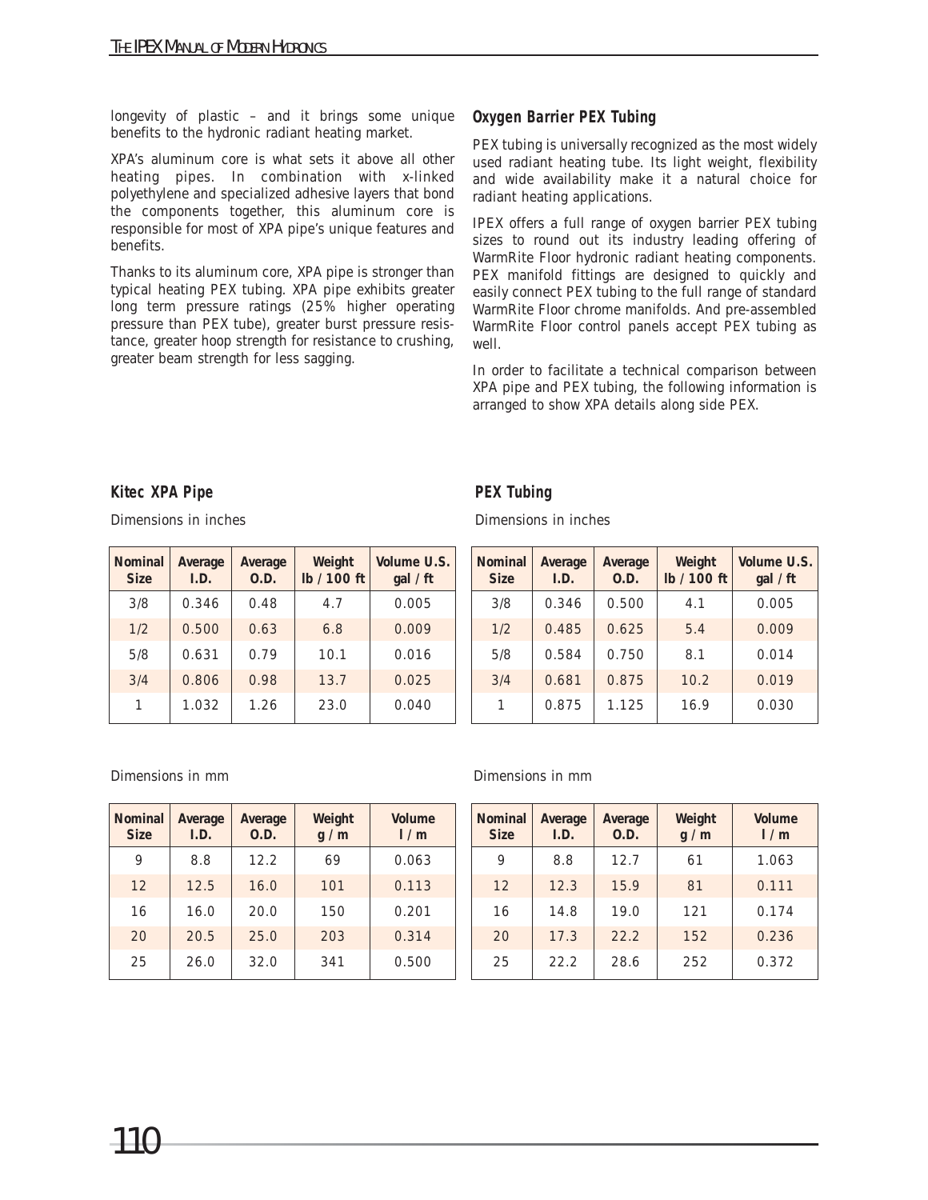longevity of plastic – and it brings some unique benefits to the hydronic radiant heating market.

XPA's aluminum core is what sets it above all other heating pipes. In combination with x-linked polyethylene and specialized adhesive layers that bond the components together, this aluminum core is responsible for most of XPA pipe's unique features and benefits.

Thanks to its aluminum core, XPA pipe is stronger than typical heating PEX tubing. XPA pipe exhibits greater long term pressure ratings (25% higher operating pressure than PEX tube), greater burst pressure resistance, greater hoop strength for resistance to crushing, greater beam strength for less sagging.

### Oxygen Barrier PEX Tubing

PEX tubing is universally recognized as the most widely used radiant heating tube. Its light weight, flexibility and wide availability make it a natural choice for radiant heating applications.

IPEX offers a full range of oxygen barrier PEX tubing sizes to round out its industry leading offering of WarmRite Floor hydronic radiant heating components. PEX manifold fittings are designed to quickly and easily connect PEX tubing to the full range of standard WarmRite Floor chrome manifolds. And pre-assembled WarmRite Floor control panels accept PEX tubing as well.

In order to facilitate a technical comparison between XPA pipe and PEX tubing, the following information is arranged to show XPA details along side PEX.

### Kitec XPA Pipe

Dimensions in inches

| Nominal Size | Average I.D. | Average O.D. | Weight lb / 100 ft | Volume U.S. gal / ft |
|---|---|---|---|---|
| 3/8 | 0.346 | 0.48 | 4.7 | 0.005 |
| 1/2 | 0.500 | 0.63 | 6.8 | 0.009 |
| 5/8 | 0.631 | 0.79 | 10.1 | 0.016 |
| 3/4 | 0.806 | 0.98 | 13.7 | 0.025 |
| 1 | 1.032 | 1.26 | 23.0 | 0.040 |

Dimensions in mm

| Nominal Size | Average I.D. | Average O.D. | Weight g / m | Volume l / m |
|---|---|---|---|---|
| 9 | 8.8 | 12.2 | 69 | 0.063 |
| 12 | 12.5 | 16.0 | 101 | 0.113 |
| 16 | 16.0 | 20.0 | 150 | 0.201 |
| 20 | 20.5 | 25.0 | 203 | 0.314 |
| 25 | 26.0 | 32.0 | 341 | 0.500 |

### PEX Tubing

Dimensions in inches

| Nominal Size | Average I.D. | Average O.D. | Weight lb / 100 ft | Volume U.S. gal / ft |
|---|---|---|---|---|
| 3/8 | 0.346 | 0.500 | 4.1 | 0.005 |
| 1/2 | 0.485 | 0.625 | 5.4 | 0.009 |
| 5/8 | 0.584 | 0.750 | 8.1 | 0.014 |
| 3/4 | 0.681 | 0.875 | 10.2 | 0.019 |
| 1 | 0.875 | 1.125 | 16.9 | 0.030 |

Dimensions in mm

| Nominal Size | Average I.D. | Average O.D. | Weight g / m | Volume l / m |
|---|---|---|---|---|
| 9 | 8.8 | 12.7 | 61 | 1.063 |
| 12 | 12.3 | 15.9 | 81 | 0.111 |
| 16 | 14.8 | 19.0 | 121 | 0.174 |
| 20 | 17.3 | 22.2 | 152 | 0.236 |
| 25 | 22.2 | 28.6 | 252 | 0.372 |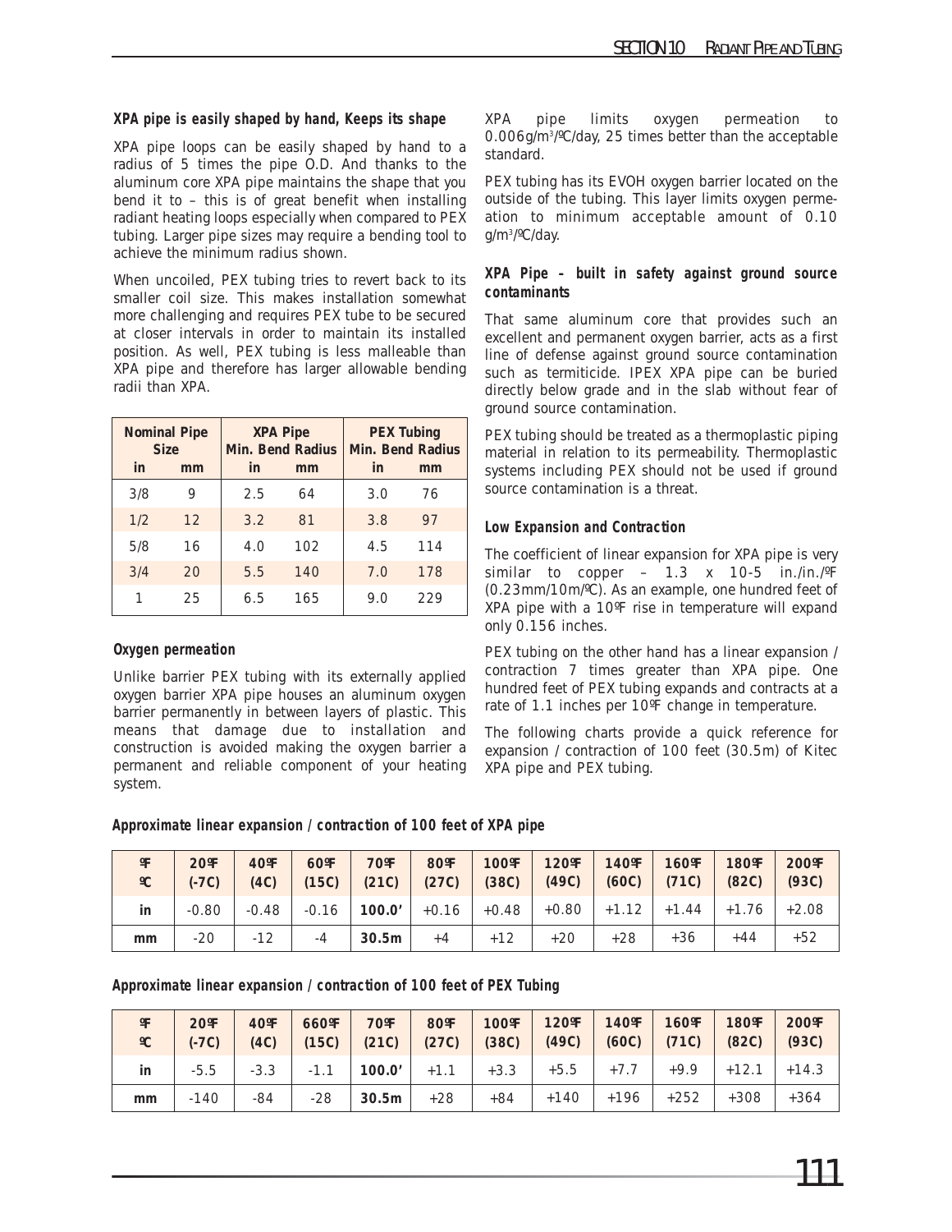### XPA pipe is easily shaped by hand, Keeps its shape

XPA pipe loops can be easily shaped by hand to a radius of 5 times the pipe O.D. And thanks to the aluminum core XPA pipe maintains the shape that you bend it to – this is of great benefit when installing radiant heating loops especially when compared to PEX tubing. Larger pipe sizes may require a bending tool to achieve the minimum radius shown.

When uncoiled, PEX tubing tries to revert back to its smaller coil size. This makes installation somewhat more challenging and requires PEX tube to be secured at closer intervals in order to maintain its installed position. As well, PEX tubing is less malleable than XPA pipe and therefore has larger allowable bending radii than XPA.

| Nominal Pipe Size | | XPA Pipe Min. Bend Radius | | PEX Tubing Min. Bend Radius | |
|---|---|---|---|---|---|
| in | mm | in | mm | in | mm |
| 3/8 | 9 | 2.5 | 64 | 3.0 | 76 |
| 1/2 | 12 | 3.2 | 81 | 3.8 | 97 |
| 5/8 | 16 | 4.0 | 102 | 4.5 | 114 |
| 3/4 | 20 | 5.5 | 140 | 7.0 | 178 |
| 1 | 25 | 6.5 | 165 | 9.0 | 229 |

### Oxygen permeation

Unlike barrier PEX tubing with its externally applied oxygen barrier XPA pipe houses an aluminum oxygen barrier permanently in between layers of plastic. This means that damage due to installation and construction is avoided making the oxygen barrier a permanent and reliable component of your heating system.

XPA pipe limits oxygen permeation to 0.006g/m³/ºC/day, 25 times better than the acceptable standard.

PEX tubing has its EVOH oxygen barrier located on the outside of the tubing. This layer limits oxygen permeation to minimum acceptable amount of 0.10 g/m³/ºC/day.

### XPA Pipe – built in safety against ground source contaminants

That same aluminum core that provides such an excellent and permanent oxygen barrier, acts as a first line of defense against ground source contamination such as termiticide. IPEX XPA pipe can be buried directly below grade and in the slab without fear of ground source contamination.

PEX tubing should be treated as a thermoplastic piping material in relation to its permeability. Thermoplastic systems including PEX should not be used if ground source contamination is a threat.

### Low Expansion and Contraction

The coefficient of linear expansion for XPA pipe is very similar to copper – 1.3 x 10-5 in./in./ºF (0.23mm/10m/ºC). As an example, one hundred feet of XPA pipe with a 10ºF rise in temperature will expand only 0.156 inches.

PEX tubing on the other hand has a linear expansion / contraction 7 times greater than XPA pipe. One hundred feet of PEX tubing expands and contracts at a rate of 1.1 inches per 10ºF change in temperature.

The following charts provide a quick reference for expansion / contraction of 100 feet (30.5m) of Kitec XPA pipe and PEX tubing.

**Approximate linear expansion / contraction of 100 feet of XPA pipe**

| ºF ºC | 20ºF (-7C) | 40ºF (4C) | 60ºF (15C) | 70ºF (21C) | 80ºF (27C) | 100ºF (38C) | 120ºF (49C) | 140ºF (60C) | 160ºF (71C) | 180ºF (82C) | 200ºF (93C) |
|---|---|---|---|---|---|---|---|---|---|---|---|
| in | -0.80 | -0.48 | -0.16 | **100.0'** | +0.16 | +0.48 | +0.80 | +1.12 | +1.44 | +1.76 | +2.08 |
| mm | -20 | -12 | -4 | **30.5m** | +4 | +12 | +20 | +28 | +36 | +44 | +52 |

**Approximate linear expansion / contraction of 100 feet of PEX Tubing**

| ºF ºC | 20ºF (-7C) | 40ºF (4C) | 660ºF (15C) | 70ºF (21C) | 80ºF (27C) | 100ºF (38C) | 120ºF (49C) | 140ºF (60C) | 160ºF (71C) | 180ºF (82C) | 200ºF (93C) |
|---|---|---|---|---|---|---|---|---|---|---|---|
| in | -5.5 | -3.3 | -1.1 | **100.0'** | +1.1 | +3.3 | +5.5 | +7.7 | +9.9 | +12.1 | +14.3 |
| mm | -140 | -84 | -28 | **30.5m** | +28 | +84 | +140 | +196 | +252 | +308 | +364 |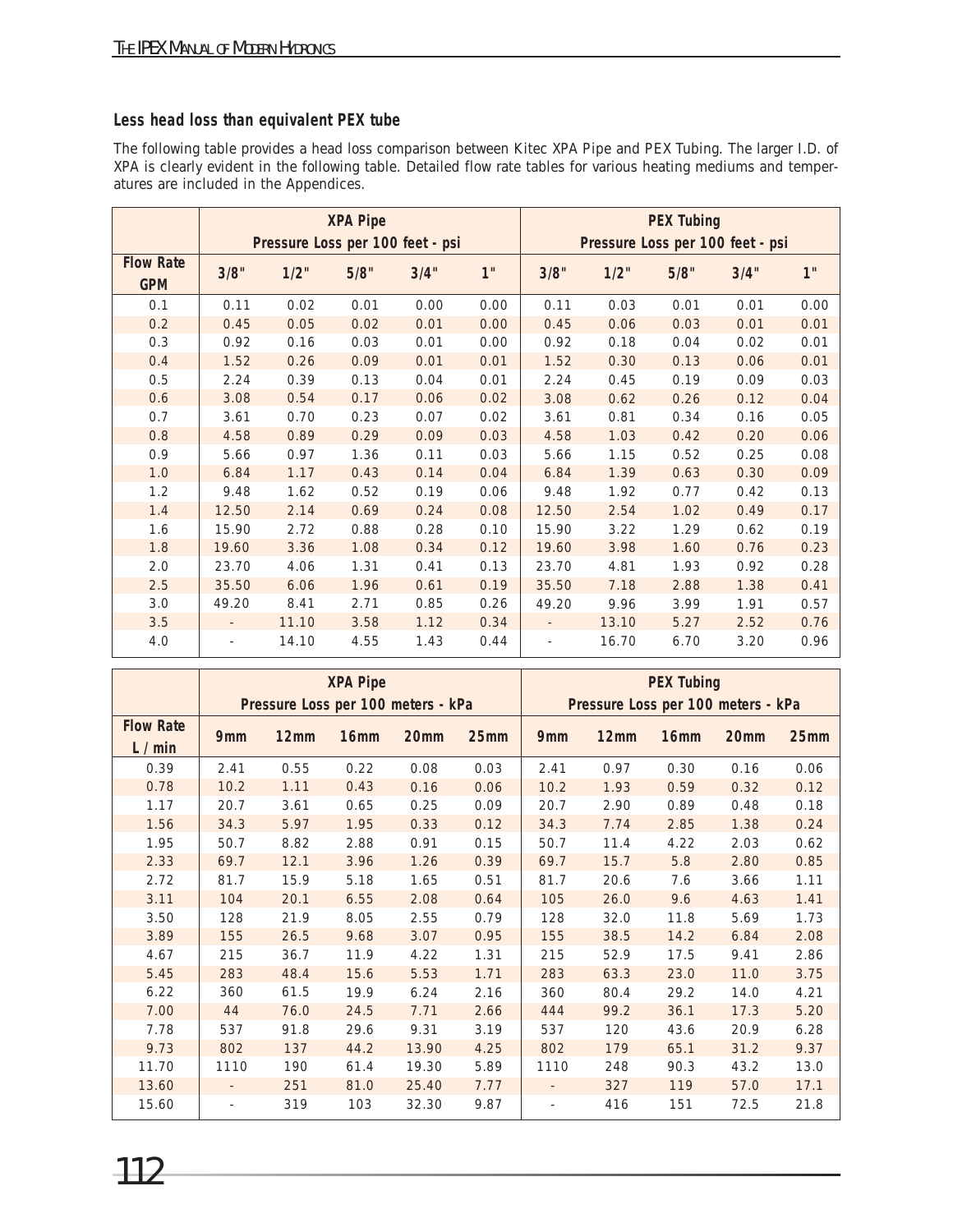### Less head loss than equivalent PEX tube

The following table provides a head loss comparison between Kitec XPA Pipe and PEX Tubing. The larger I.D. of XPA is clearly evident in the following table. Detailed flow rate tables for various heating mediums and temperatures are included in the Appendices.

| | XPA Pipe Pressure Loss per 100 feet - psi | | | | | PEX Tubing Pressure Loss per 100 feet - psi | | | | |
|---|---|---|---|---|---|---|---|---|---|---|
| **Flow Rate GPM** | **3/8"** | **1/2"** | **5/8"** | **3/4"** | **1"** | **3/8"** | **1/2"** | **5/8"** | **3/4"** | **1"** |
| 0.1 | 0.11 | 0.02 | 0.01 | 0.00 | 0.00 | 0.11 | 0.03 | 0.01 | 0.01 | 0.00 |
| 0.2 | 0.45 | 0.05 | 0.02 | 0.01 | 0.00 | 0.45 | 0.06 | 0.03 | 0.01 | 0.01 |
| 0.3 | 0.92 | 0.16 | 0.03 | 0.01 | 0.00 | 0.92 | 0.18 | 0.04 | 0.02 | 0.01 |
| 0.4 | 1.52 | 0.26 | 0.09 | 0.01 | 0.01 | 1.52 | 0.30 | 0.13 | 0.06 | 0.01 |
| 0.5 | 2.24 | 0.39 | 0.13 | 0.04 | 0.01 | 2.24 | 0.45 | 0.19 | 0.09 | 0.03 |
| 0.6 | 3.08 | 0.54 | 0.17 | 0.06 | 0.02 | 3.08 | 0.62 | 0.26 | 0.12 | 0.04 |
| 0.7 | 3.61 | 0.70 | 0.23 | 0.07 | 0.02 | 3.61 | 0.81 | 0.34 | 0.16 | 0.05 |
| 0.8 | 4.58 | 0.89 | 0.29 | 0.09 | 0.03 | 4.58 | 1.03 | 0.42 | 0.20 | 0.06 |
| 0.9 | 5.66 | 0.97 | 1.36 | 0.11 | 0.03 | 5.66 | 1.15 | 0.52 | 0.25 | 0.08 |
| 1.0 | 6.84 | 1.17 | 0.43 | 0.14 | 0.04 | 6.84 | 1.39 | 0.63 | 0.30 | 0.09 |
| 1.2 | 9.48 | 1.62 | 0.52 | 0.19 | 0.06 | 9.48 | 1.92 | 0.77 | 0.42 | 0.13 |
| 1.4 | 12.50 | 2.14 | 0.69 | 0.24 | 0.08 | 12.50 | 2.54 | 1.02 | 0.49 | 0.17 |
| 1.6 | 15.90 | 2.72 | 0.88 | 0.28 | 0.10 | 15.90 | 3.22 | 1.29 | 0.62 | 0.19 |
| 1.8 | 19.60 | 3.36 | 1.08 | 0.34 | 0.12 | 19.60 | 3.98 | 1.60 | 0.76 | 0.23 |
| 2.0 | 23.70 | 4.06 | 1.31 | 0.41 | 0.13 | 23.70 | 4.81 | 1.93 | 0.92 | 0.28 |
| 2.5 | 35.50 | 6.06 | 1.96 | 0.61 | 0.19 | 35.50 | 7.18 | 2.88 | 1.38 | 0.41 |
| 3.0 | 49.20 | 8.41 | 2.71 | 0.85 | 0.26 | 49.20 | 9.96 | 3.99 | 1.91 | 0.57 |
| 3.5 | - | 11.10 | 3.58 | 1.12 | 0.34 | - | 13.10 | 5.27 | 2.52 | 0.76 |
| 4.0 | - | 14.10 | 4.55 | 1.43 | 0.44 | - | 16.70 | 6.70 | 3.20 | 0.96 |

| | XPA Pipe Pressure Loss per 100 meters - kPa | | | | | PEX Tubing Pressure Loss per 100 meters - kPa | | | | |
|---|---|---|---|---|---|---|---|---|---|---|
| **Flow Rate L / min** | **9mm** | **12mm** | **16mm** | **20mm** | **25mm** | **9mm** | **12mm** | **16mm** | **20mm** | **25mm** |
| 0.39 | 2.41 | 0.55 | 0.22 | 0.08 | 0.03 | 2.41 | 0.97 | 0.30 | 0.16 | 0.06 |
| 0.78 | 10.2 | 1.11 | 0.43 | 0.16 | 0.06 | 10.2 | 1.93 | 0.59 | 0.32 | 0.12 |
| 1.17 | 20.7 | 3.61 | 0.65 | 0.25 | 0.09 | 20.7 | 2.90 | 0.89 | 0.48 | 0.18 |
| 1.56 | 34.3 | 5.97 | 1.95 | 0.33 | 0.12 | 34.3 | 7.74 | 2.85 | 1.38 | 0.24 |
| 1.95 | 50.7 | 8.82 | 2.88 | 0.91 | 0.15 | 50.7 | 11.4 | 4.22 | 2.03 | 0.62 |
| 2.33 | 69.7 | 12.1 | 3.96 | 1.26 | 0.39 | 69.7 | 15.7 | 5.8 | 2.80 | 0.85 |
| 2.72 | 81.7 | 15.9 | 5.18 | 1.65 | 0.51 | 81.7 | 20.6 | 7.6 | 3.66 | 1.11 |
| 3.11 | 104 | 20.1 | 6.55 | 2.08 | 0.64 | 105 | 26.0 | 9.6 | 4.63 | 1.41 |
| 3.50 | 128 | 21.9 | 8.05 | 2.55 | 0.79 | 128 | 32.0 | 11.8 | 5.69 | 1.73 |
| 3.89 | 155 | 26.5 | 9.68 | 3.07 | 0.95 | 155 | 38.5 | 14.2 | 6.84 | 2.08 |
| 4.67 | 215 | 36.7 | 11.9 | 4.22 | 1.31 | 215 | 52.9 | 17.5 | 9.41 | 2.86 |
| 5.45 | 283 | 48.4 | 15.6 | 5.53 | 1.71 | 283 | 63.3 | 23.0 | 11.0 | 3.75 |
| 6.22 | 360 | 61.5 | 19.9 | 6.24 | 2.16 | 360 | 80.4 | 29.2 | 14.0 | 4.21 |
| 7.00 | 44 | 76.0 | 24.5 | 7.71 | 2.66 | 444 | 99.2 | 36.1 | 17.3 | 5.20 |
| 7.78 | 537 | 91.8 | 29.6 | 9.31 | 3.19 | 537 | 120 | 43.6 | 20.9 | 6.28 |
| 9.73 | 802 | 137 | 44.2 | 13.90 | 4.25 | 802 | 179 | 65.1 | 31.2 | 9.37 |
| 11.70 | 1110 | 190 | 61.4 | 19.30 | 5.89 | 1110 | 248 | 90.3 | 43.2 | 13.0 |
| 13.60 | - | 251 | 81.0 | 25.40 | 7.77 | - | 327 | 119 | 57.0 | 17.1 |
| 15.60 | - | 319 | 103 | 32.30 | 9.87 | - | 416 | 151 | 72.5 | 21.8 |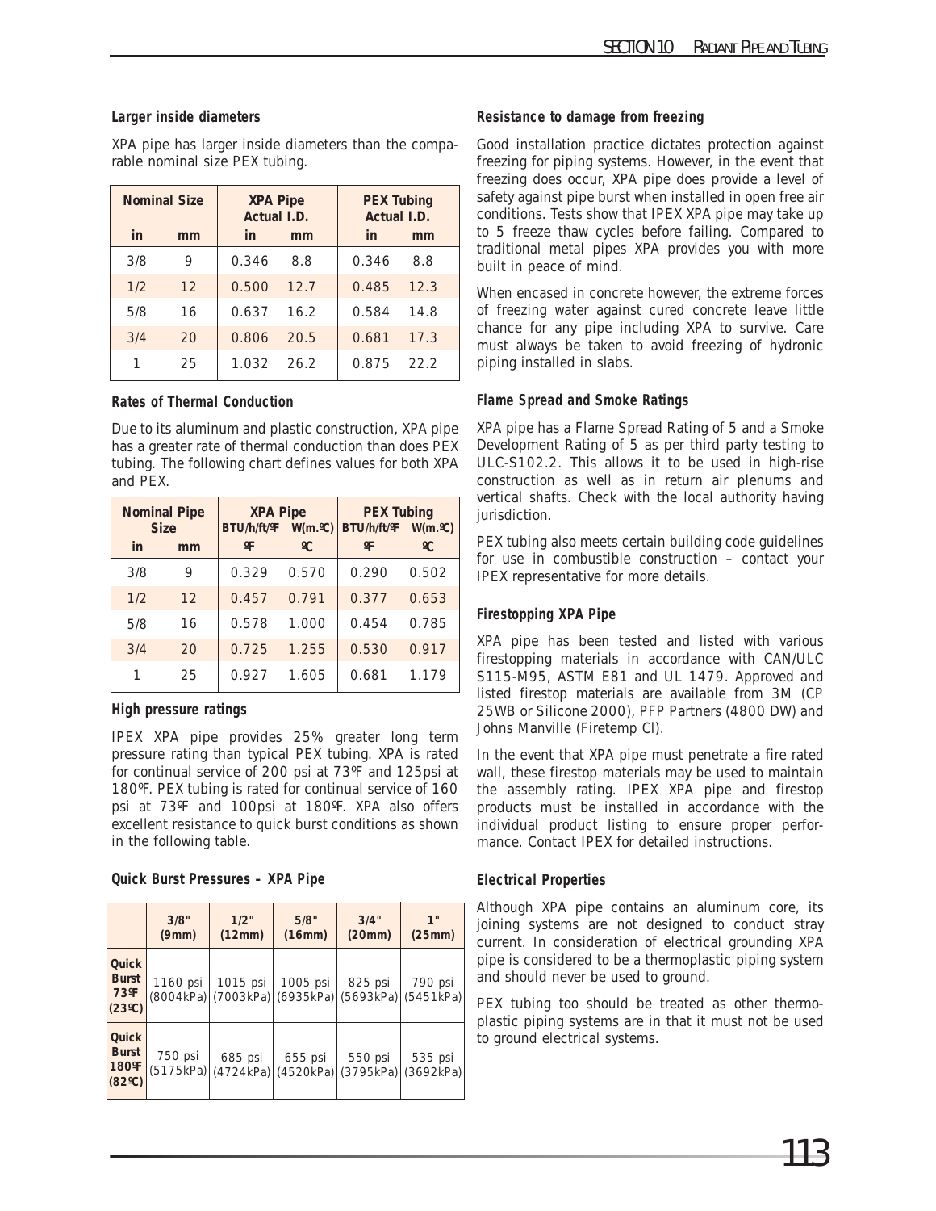### Larger inside diameters

XPA pipe has larger inside diameters than the comparable nominal size PEX tubing.

| Nominal Size | | XPA Pipe Actual I.D. | | PEX Tubing Actual I.D. | |
|---|---|---|---|---|---|
| in | mm | in | mm | in | mm |
| 3/8 | 9 | 0.346 | 8.8 | 0.346 | 8.8 |
| 1/2 | 12 | 0.500 | 12.7 | 0.485 | 12.3 |
| 5/8 | 16 | 0.637 | 16.2 | 0.584 | 14.8 |
| 3/4 | 20 | 0.806 | 20.5 | 0.681 | 17.3 |
| 1 | 25 | 1.032 | 26.2 | 0.875 | 22.2 |

### Rates of Thermal Conduction

Due to its aluminum and plastic construction, XPA pipe has a greater rate of thermal conduction than does PEX tubing. The following chart defines values for both XPA and PEX.

| Nominal Pipe Size | | XPA Pipe | | PEX Tubing | |
|---|---|---|---|---|---|
| in | mm | BTU/h/ft/ºF | W(m.ºC) ºC | BTU/h/ft/ºF | W(m.ºC) ºC |
| 3/8 | 9 | 0.329 | 0.570 | 0.290 | 0.502 |
| 1/2 | 12 | 0.457 | 0.791 | 0.377 | 0.653 |
| 5/8 | 16 | 0.578 | 1.000 | 0.454 | 0.785 |
| 3/4 | 20 | 0.725 | 1.255 | 0.530 | 0.917 |
| 1 | 25 | 0.927 | 1.605 | 0.681 | 1.179 |

### High pressure ratings

IPEX XPA pipe provides 25% greater long term pressure rating than typical PEX tubing. XPA is rated for continual service of 200 psi at 73ºF and 125psi at 180ºF. PEX tubing is rated for continual service of 160 psi at 73ºF and 100psi at 180ºF. XPA also offers excellent resistance to quick burst conditions as shown in the following table.

### Quick Burst Pressures – XPA Pipe

| | 3/8" (9mm) | 1/2" (12mm) | 5/8" (16mm) | 3/4" (20mm) | 1" (25mm) |
|---|---|---|---|---|---|
| Quick Burst 73ºF (23ºC) | 1160 psi (8004kPa) | 1015 psi (7003kPa) | 1005 psi (6935kPa) | 825 psi (5693kPa) | 790 psi (5451kPa) |
| Quick Burst 180ºF (82ºC) | 750 psi (5175kPa) | 685 psi (4724kPa) | 655 psi (4520kPa) | 550 psi (3795kPa) | 535 psi (3692kPa) |

### Resistance to damage from freezing

Good installation practice dictates protection against freezing for piping systems. However, in the event that freezing does occur, XPA pipe does provide a level of safety against pipe burst when installed in open free air conditions. Tests show that IPEX XPA pipe may take up to 5 freeze thaw cycles before failing. Compared to traditional metal pipes XPA provides you with more built in peace of mind.

When encased in concrete however, the extreme forces of freezing water against cured concrete leave little chance for any pipe including XPA to survive. Care must always be taken to avoid freezing of hydronic piping installed in slabs.

### Flame Spread and Smoke Ratings

XPA pipe has a Flame Spread Rating of 5 and a Smoke Development Rating of 5 as per third party testing to ULC-S102.2. This allows it to be used in high-rise construction as well as in return air plenums and vertical shafts. Check with the local authority having jurisdiction.

PEX tubing also meets certain building code guidelines for use in combustible construction – contact your IPEX representative for more details.

### Firestopping XPA Pipe

XPA pipe has been tested and listed with various firestopping materials in accordance with CAN/ULC S115-M95, ASTM E81 and UL 1479. Approved and listed firestop materials are available from 3M (CP 25WB or Silicone 2000), PFP Partners (4800 DW) and Johns Manville (Firetemp CI).

In the event that XPA pipe must penetrate a fire rated wall, these firestop materials may be used to maintain the assembly rating. IPEX XPA pipe and firestop products must be installed in accordance with the individual product listing to ensure proper performance. Contact IPEX for detailed instructions.

### Electrical Properties

Although XPA pipe contains an aluminum core, its joining systems are not designed to conduct stray current. In consideration of electrical grounding XPA pipe is considered to be a thermoplastic piping system and should never be used to ground.

PEX tubing too should be treated as other thermoplastic piping systems are in that it must not be used to ground electrical systems.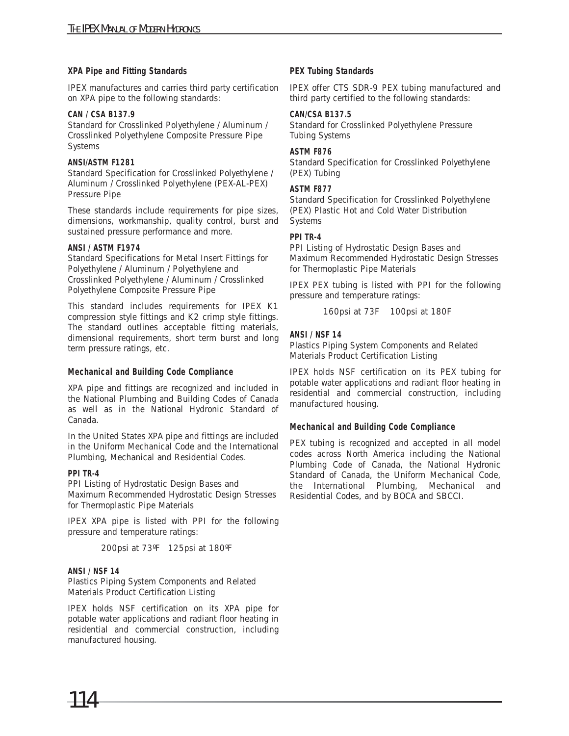### XPA Pipe and Fitting Standards

IPEX manufactures and carries third party certification on XPA pipe to the following standards:

**CAN / CSA B137.9**
Standard for Crosslinked Polyethylene / Aluminum / Crosslinked Polyethylene Composite Pressure Pipe Systems

**ANSI/ASTM F1281**
Standard Specification for Crosslinked Polyethylene / Aluminum / Crosslinked Polyethylene (PEX-AL-PEX) Pressure Pipe

These standards include requirements for pipe sizes, dimensions, workmanship, quality control, burst and sustained pressure performance and more.

**ANSI / ASTM F1974**
Standard Specifications for Metal Insert Fittings for Polyethylene / Aluminum / Polyethylene and Crosslinked Polyethylene / Aluminum / Crosslinked Polyethylene Composite Pressure Pipe

This standard includes requirements for IPEX K1 compression style fittings and K2 crimp style fittings. The standard outlines acceptable fitting materials, dimensional requirements, short term burst and long term pressure ratings, etc.

### Mechanical and Building Code Compliance

XPA pipe and fittings are recognized and included in the National Plumbing and Building Codes of Canada as well as in the National Hydronic Standard of Canada.

In the United States XPA pipe and fittings are included in the Uniform Mechanical Code and the International Plumbing, Mechanical and Residential Codes.

**PPI TR-4**
PPI Listing of Hydrostatic Design Bases and Maximum Recommended Hydrostatic Design Stresses for Thermoplastic Pipe Materials

IPEX XPA pipe is listed with PPI for the following pressure and temperature ratings:

200psi at 73ºF   125psi at 180ºF

**ANSI / NSF 14**
Plastics Piping System Components and Related Materials Product Certification Listing

IPEX holds NSF certification on its XPA pipe for potable water applications and radiant floor heating in residential and commercial construction, including manufactured housing.

### PEX Tubing Standards

IPEX offer CTS SDR-9 PEX tubing manufactured and third party certified to the following standards:

**CAN/CSA B137.5**
Standard for Crosslinked Polyethylene Pressure Tubing Systems

**ASTM F876**
Standard Specification for Crosslinked Polyethylene (PEX) Tubing

**ASTM F877**
Standard Specification for Crosslinked Polyethylene (PEX) Plastic Hot and Cold Water Distribution Systems

**PPI TR-4**
PPI Listing of Hydrostatic Design Bases and Maximum Recommended Hydrostatic Design Stresses for Thermoplastic Pipe Materials

IPEX PEX tubing is listed with PPI for the following pressure and temperature ratings:

160psi at 73F   100psi at 180F

**ANSI / NSF 14**
Plastics Piping System Components and Related Materials Product Certification Listing

IPEX holds NSF certification on its PEX tubing for potable water applications and radiant floor heating in residential and commercial construction, including manufactured housing.

### Mechanical and Building Code Compliance

PEX tubing is recognized and accepted in all model codes across North America including the National Plumbing Code of Canada, the National Hydronic Standard of Canada, the Uniform Mechanical Code, the International Plumbing, Mechanical and Residential Codes, and by BOCA and SBCCI.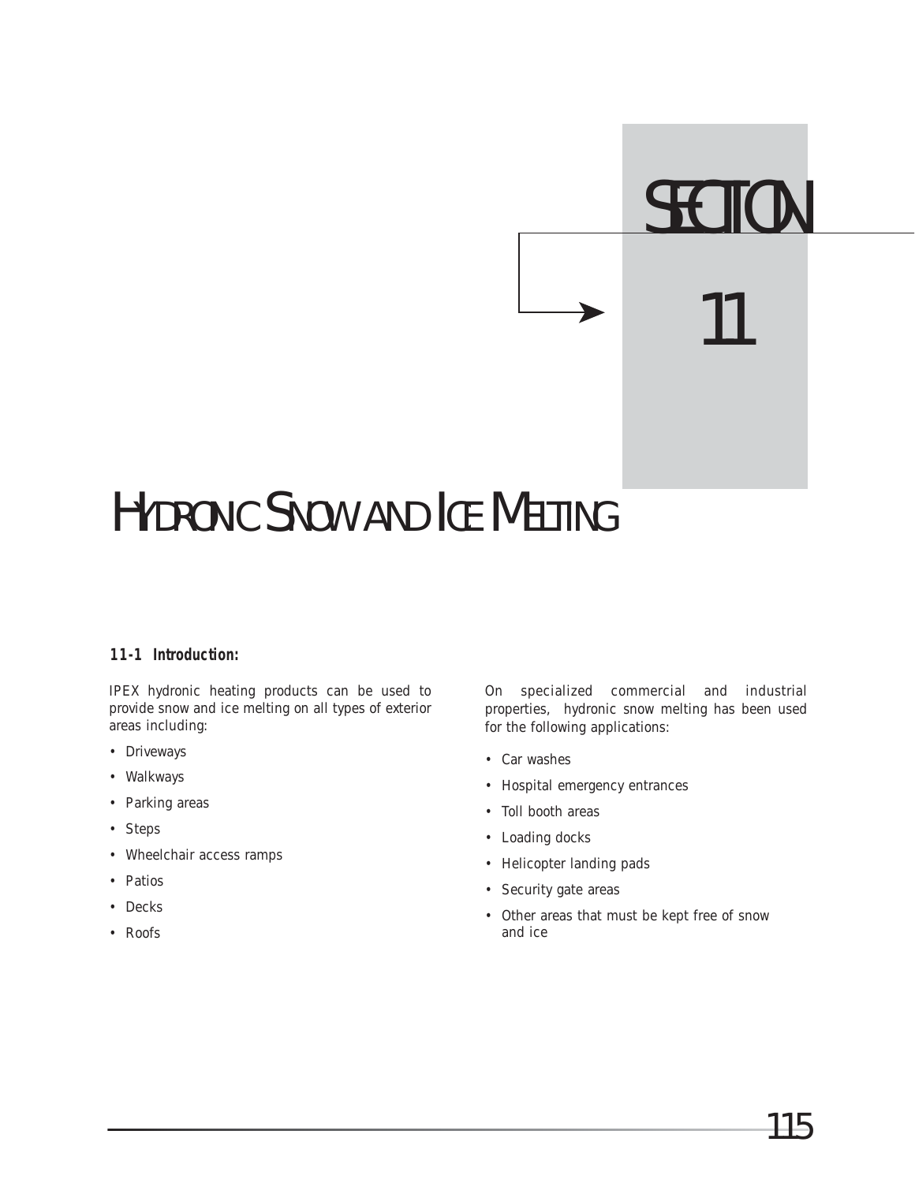# SECTION 11

# HYDRONIC SNOW AND ICE MELTING

### 11-1 Introduction:

IPEX hydronic heating products can be used to provide snow and ice melting on all types of exterior areas including:

- Driveways
- Walkways
- Parking areas
- Steps
- Wheelchair access ramps
- Patios
- Decks
- Roofs

On specialized commercial and industrial properties, hydronic snow melting has been used for the following applications:

- Car washes
- Hospital emergency entrances
- Toll booth areas
- Loading docks
- Helicopter landing pads
- Security gate areas
- Other areas that must be kept free of snow and ice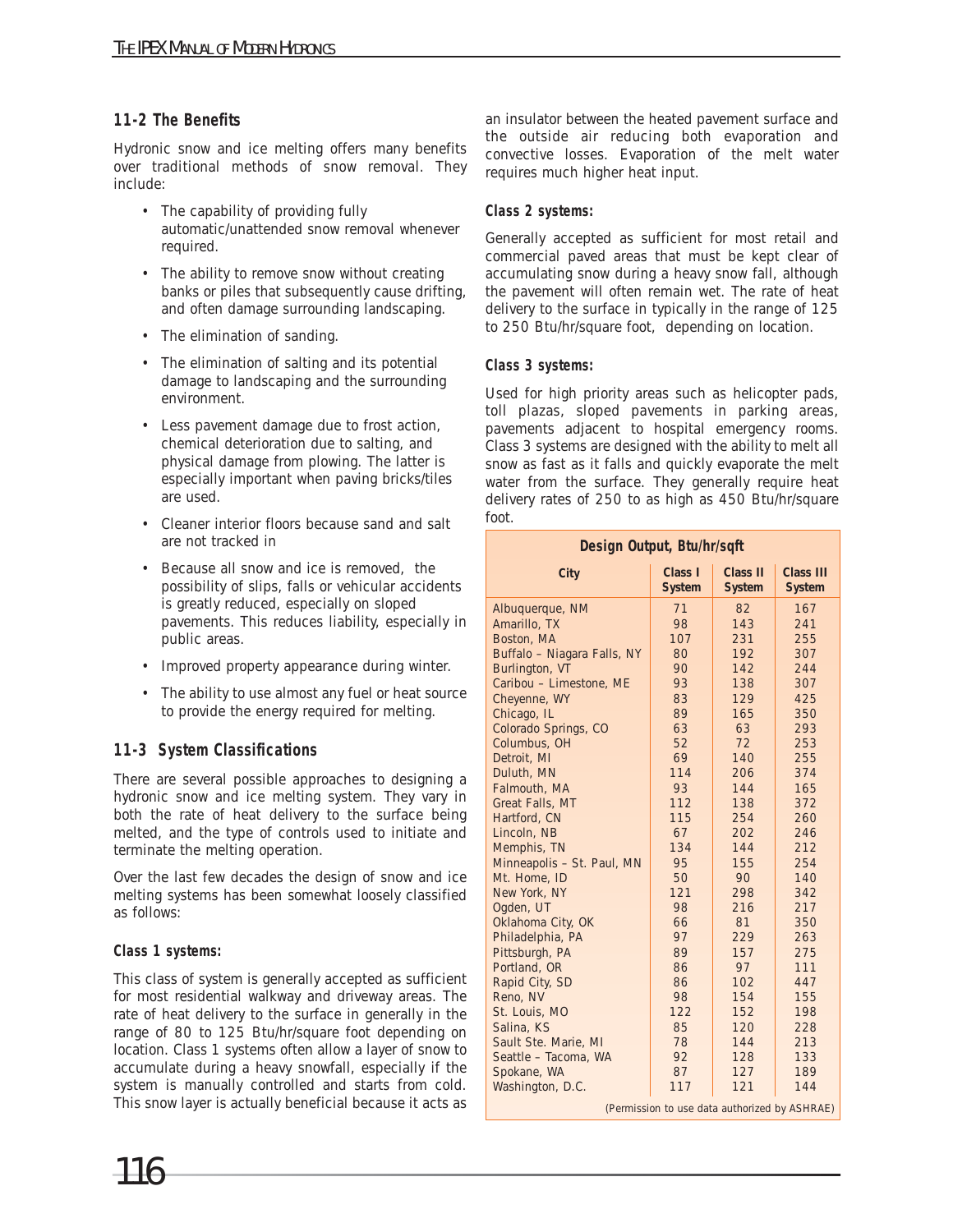## 11-2 The Benefits

Hydronic snow and ice melting offers many benefits over traditional methods of snow removal. They include:

- The capability of providing fully automatic/unattended snow removal whenever required.
- The ability to remove snow without creating banks or piles that subsequently cause drifting, and often damage surrounding landscaping.
- The elimination of sanding.
- The elimination of salting and its potential damage to landscaping and the surrounding environment.
- Less pavement damage due to frost action, chemical deterioration due to salting, and physical damage from plowing. The latter is especially important when paving bricks/tiles are used.
- Cleaner interior floors because sand and salt are not tracked in
- Because all snow and ice is removed, the possibility of slips, falls or vehicular accidents is greatly reduced, especially on sloped pavements. This reduces liability, especially in public areas.
- Improved property appearance during winter.
- The ability to use almost any fuel or heat source to provide the energy required for melting.

## 11-3 System Classifications

There are several possible approaches to designing a hydronic snow and ice melting system. They vary in both the rate of heat delivery to the surface being melted, and the type of controls used to initiate and terminate the melting operation.

Over the last few decades the design of snow and ice melting systems has been somewhat loosely classified as follows:

### Class 1 systems:

This class of system is generally accepted as sufficient for most residential walkway and driveway areas. The rate of heat delivery to the surface in generally in the range of 80 to 125 Btu/hr/square foot depending on location. Class 1 systems often allow a layer of snow to accumulate during a heavy snowfall, especially if the system is manually controlled and starts from cold. This snow layer is actually beneficial because it acts as an insulator between the heated pavement surface and the outside air reducing both evaporation and convective losses. Evaporation of the melt water requires much higher heat input.

### Class 2 systems:

Generally accepted as sufficient for most retail and commercial paved areas that must be kept clear of accumulating snow during a heavy snow fall, although the pavement will often remain wet. The rate of heat delivery to the surface in typically in the range of 125 to 250 Btu/hr/square foot, depending on location.

### Class 3 systems:

Used for high priority areas such as helicopter pads, toll plazas, sloped pavements in parking areas, pavements adjacent to hospital emergency rooms. Class 3 systems are designed with the ability to melt all snow as fast as it falls and quickly evaporate the melt water from the surface. They generally require heat delivery rates of 250 to as high as 450 Btu/hr/square foot.

| Design Output, Btu/hr/sqft | | | |
|---|---|---|---|
| City | Class I System | Class II System | Class III System |
| Albuquerque, NM | 71 | 82 | 167 |
| Amarillo, TX | 98 | 143 | 241 |
| Boston, MA | 107 | 231 | 255 |
| Buffalo – Niagara Falls, NY | 80 | 192 | 307 |
| Burlington, VT | 90 | 142 | 244 |
| Caribou – Limestone, ME | 93 | 138 | 307 |
| Cheyenne, WY | 83 | 129 | 425 |
| Chicago, IL | 89 | 165 | 350 |
| Colorado Springs, CO | 63 | 63 | 293 |
| Columbus, OH | 52 | 72 | 253 |
| Detroit, MI | 69 | 140 | 255 |
| Duluth, MN | 114 | 206 | 374 |
| Falmouth, MA | 93 | 144 | 165 |
| Great Falls, MT | 112 | 138 | 372 |
| Hartford, CN | 115 | 254 | 260 |
| Lincoln, NB | 67 | 202 | 246 |
| Memphis, TN | 134 | 144 | 212 |
| Minneapolis – St. Paul, MN | 95 | 155 | 254 |
| Mt. Home, ID | 50 | 90 | 140 |
| New York, NY | 121 | 298 | 342 |
| Ogden, UT | 98 | 216 | 217 |
| Oklahoma City, OK | 66 | 81 | 350 |
| Philadelphia, PA | 97 | 229 | 263 |
| Pittsburgh, PA | 89 | 157 | 275 |
| Portland, OR | 86 | 97 | 111 |
| Rapid City, SD | 86 | 102 | 447 |
| Reno, NV | 98 | 154 | 155 |
| St. Louis, MO | 122 | 152 | 198 |
| Salina, KS | 85 | 120 | 228 |
| Sault Ste. Marie, MI | 78 | 144 | 213 |
| Seattle – Tacoma, WA | 92 | 128 | 133 |
| Spokane, WA | 87 | 127 | 189 |
| Washington, D.C. | 117 | 121 | 144 |

(Permission to use data authorized by ASHRAE)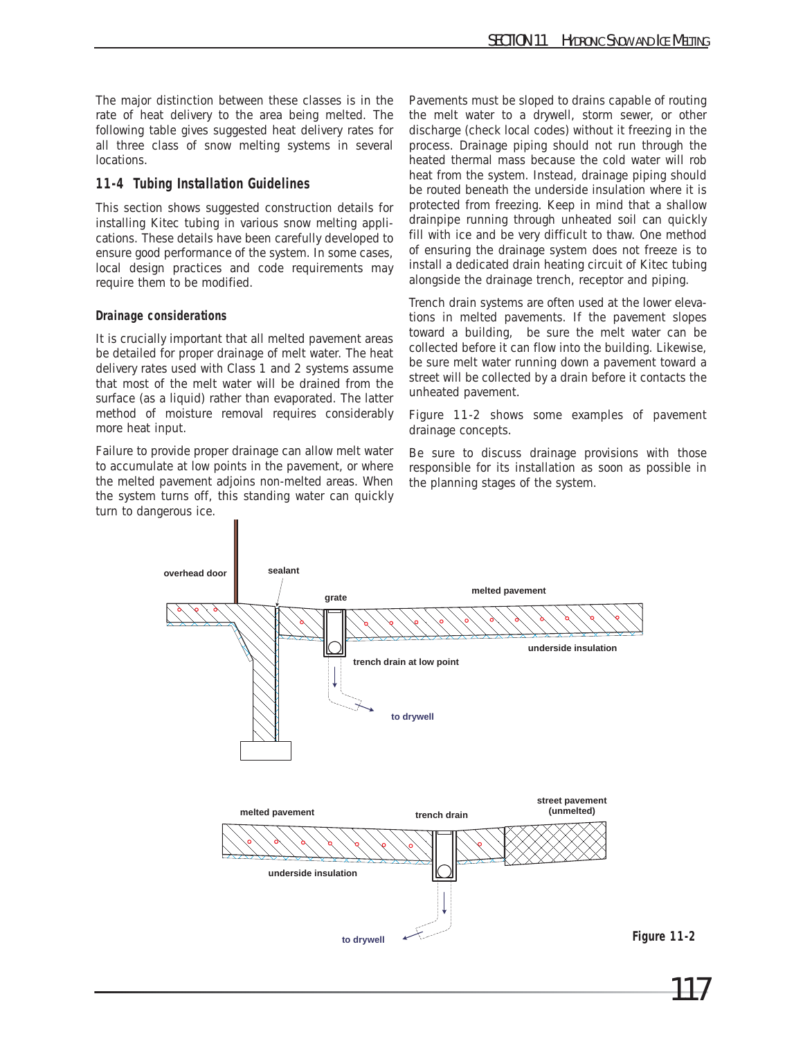The major distinction between these classes is in the rate of heat delivery to the area being melted. The following table gives suggested heat delivery rates for all three class of snow melting systems in several locations.

## 11-4 Tubing Installation Guidelines

This section shows suggested construction details for installing Kitec tubing in various snow melting applications. These details have been carefully developed to ensure good performance of the system. In some cases, local design practices and code requirements may require them to be modified.

### Drainage considerations

It is crucially important that all melted pavement areas be detailed for proper drainage of melt water. The heat delivery rates used with Class 1 and 2 systems assume that most of the melt water will be drained from the surface (as a liquid) rather than evaporated. The latter method of moisture removal requires considerably more heat input.

Failure to provide proper drainage can allow melt water to accumulate at low points in the pavement, or where the melted pavement adjoins non-melted areas. When the system turns off, this standing water can quickly turn to dangerous ice.

Pavements must be sloped to drains capable of routing the melt water to a drywell, storm sewer, or other discharge (check local codes) without it freezing in the process. Drainage piping should not run through the heated thermal mass because the cold water will rob heat from the system. Instead, drainage piping should be routed beneath the underside insulation where it is protected from freezing. Keep in mind that a shallow drainpipe running through unheated soil can quickly fill with ice and be very difficult to thaw. One method of ensuring the drainage system does not freeze is to install a dedicated drain heating circuit of Kitec tubing alongside the drainage trench, receptor and piping.

Trench drain systems are often used at the lower elevations in melted pavements. If the pavement slopes toward a building, be sure the melt water can be collected before it can flow into the building. Likewise, be sure melt water running down a pavement toward a street will be collected by a drain before it contacts the unheated pavement.

Figure 11-2 shows some examples of pavement drainage concepts.

Be sure to discuss drainage provisions with those responsible for its installation as soon as possible in the planning stages of the system.

overhead door, sealant, grate, melted pavement, underside insulation, trench drain at low point, to drywell

melted pavement, trench drain, street pavement (unmelted), underside insulation, to drywell

**Figure 11-2**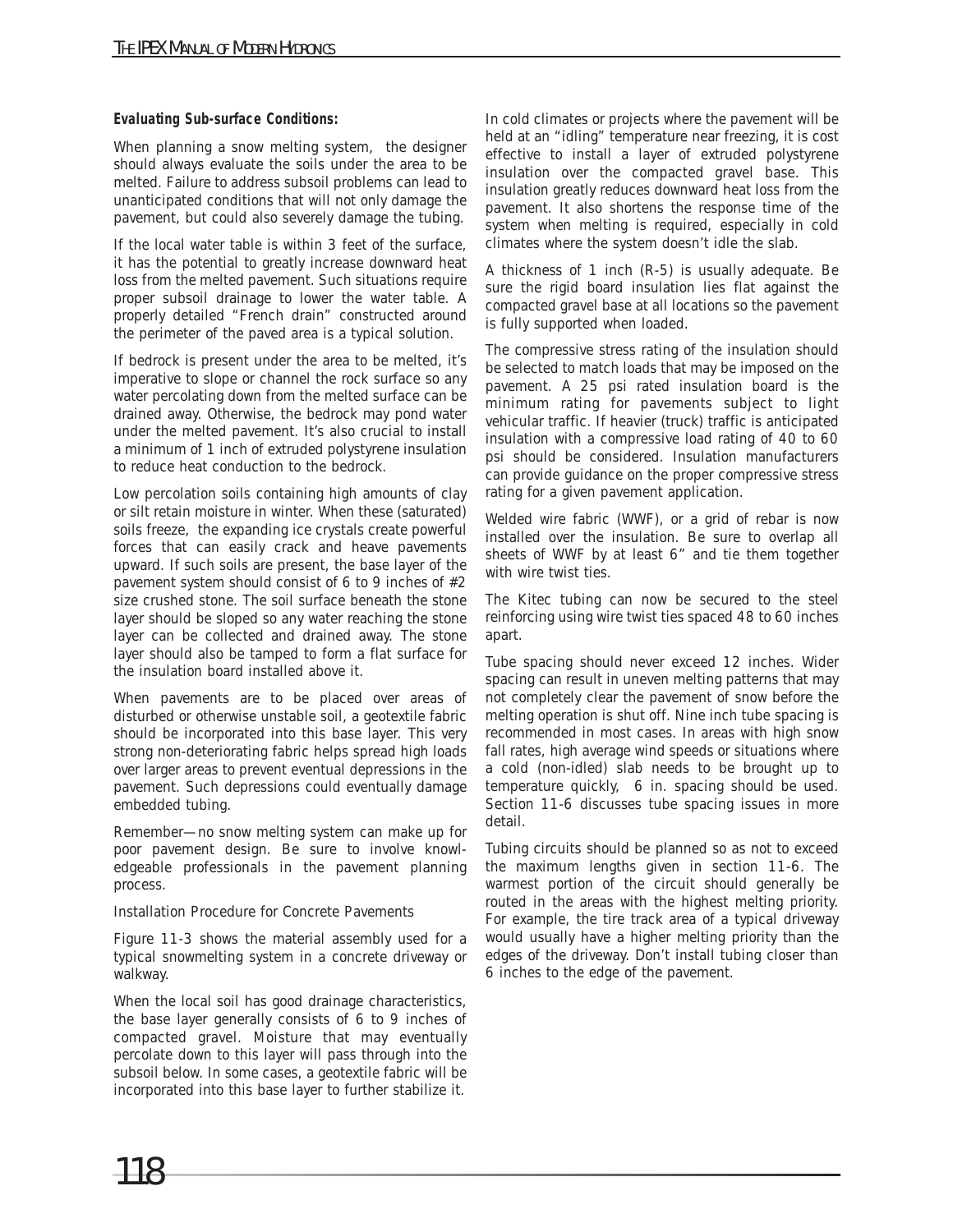**Evaluating Sub-surface Conditions:**

When planning a snow melting system, the designer should always evaluate the soils under the area to be melted. Failure to address subsoil problems can lead to unanticipated conditions that will not only damage the pavement, but could also severely damage the tubing.

If the local water table is within 3 feet of the surface, it has the potential to greatly increase downward heat loss from the melted pavement. Such situations require proper subsoil drainage to lower the water table. A properly detailed "French drain" constructed around the perimeter of the paved area is a typical solution.

If bedrock is present under the area to be melted, it's imperative to slope or channel the rock surface so any water percolating down from the melted surface can be drained away. Otherwise, the bedrock may pond water under the melted pavement. It's also crucial to install a minimum of 1 inch of extruded polystyrene insulation to reduce heat conduction to the bedrock.

Low percolation soils containing high amounts of clay or silt retain moisture in winter. When these (saturated) soils freeze, the expanding ice crystals create powerful forces that can easily crack and heave pavements upward. If such soils are present, the base layer of the pavement system should consist of 6 to 9 inches of #2 size crushed stone. The soil surface beneath the stone layer should be sloped so any water reaching the stone layer can be collected and drained away. The stone layer should also be tamped to form a flat surface for the insulation board installed above it.

When pavements are to be placed over areas of disturbed or otherwise unstable soil, a geotextile fabric should be incorporated into this base layer. This very strong non-deteriorating fabric helps spread high loads over larger areas to prevent eventual depressions in the pavement. Such depressions could eventually damage embedded tubing.

Remember—no snow melting system can make up for poor pavement design. Be sure to involve knowledgeable professionals in the pavement planning process.

Installation Procedure for Concrete Pavements

Figure 11-3 shows the material assembly used for a typical snowmelting system in a concrete driveway or walkway.

When the local soil has good drainage characteristics, the base layer generally consists of 6 to 9 inches of compacted gravel. Moisture that may eventually percolate down to this layer will pass through into the subsoil below. In some cases, a geotextile fabric will be incorporated into this base layer to further stabilize it.

In cold climates or projects where the pavement will be held at an "idling" temperature near freezing, it is cost effective to install a layer of extruded polystyrene insulation over the compacted gravel base. This insulation greatly reduces downward heat loss from the pavement. It also shortens the response time of the system when melting is required, especially in cold climates where the system doesn't idle the slab.

A thickness of 1 inch (R-5) is usually adequate. Be sure the rigid board insulation lies flat against the compacted gravel base at all locations so the pavement is fully supported when loaded.

The compressive stress rating of the insulation should be selected to match loads that may be imposed on the pavement. A 25 psi rated insulation board is the minimum rating for pavements subject to light vehicular traffic. If heavier (truck) traffic is anticipated insulation with a compressive load rating of 40 to 60 psi should be considered. Insulation manufacturers can provide guidance on the proper compressive stress rating for a given pavement application.

Welded wire fabric (WWF), or a grid of rebar is now installed over the insulation. Be sure to overlap all sheets of WWF by at least 6" and tie them together with wire twist ties.

The Kitec tubing can now be secured to the steel reinforcing using wire twist ties spaced 48 to 60 inches apart.

Tube spacing should never exceed 12 inches. Wider spacing can result in uneven melting patterns that may not completely clear the pavement of snow before the melting operation is shut off. Nine inch tube spacing is recommended in most cases. In areas with high snow fall rates, high average wind speeds or situations where a cold (non-idled) slab needs to be brought up to temperature quickly, 6 in. spacing should be used. Section 11-6 discusses tube spacing issues in more detail.

Tubing circuits should be planned so as not to exceed the maximum lengths given in section 11-6. The warmest portion of the circuit should generally be routed in the areas with the highest melting priority. For example, the tire track area of a typical driveway would usually have a higher melting priority than the edges of the driveway. Don't install tubing closer than 6 inches to the edge of the pavement.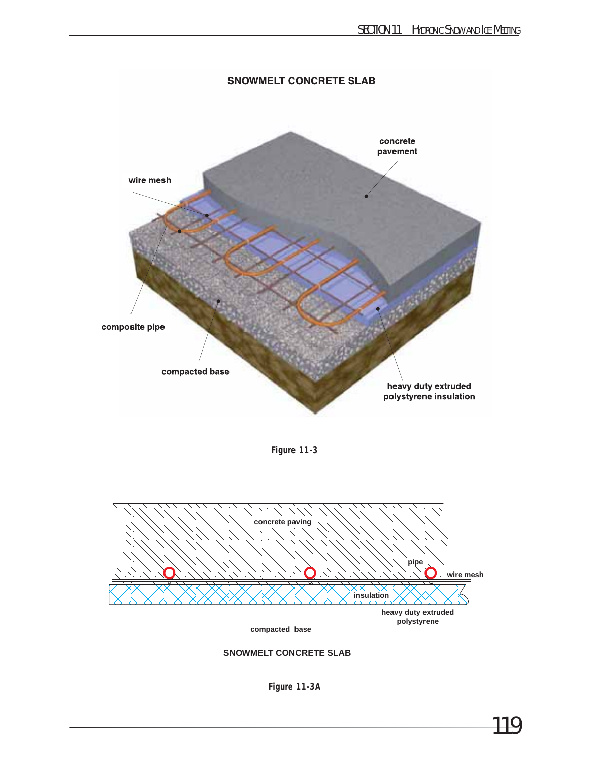SNOWMELT CONCRETE SLAB

concrete pavement

wire mesh

composite pipe

compacted base

heavy duty extruded polystyrene insulation

**Figure 11-3**

concrete paving

pipe

wire mesh

insulation

heavy duty extruded polystyrene

compacted base

SNOWMELT CONCRETE SLAB

**Figure 11-3A**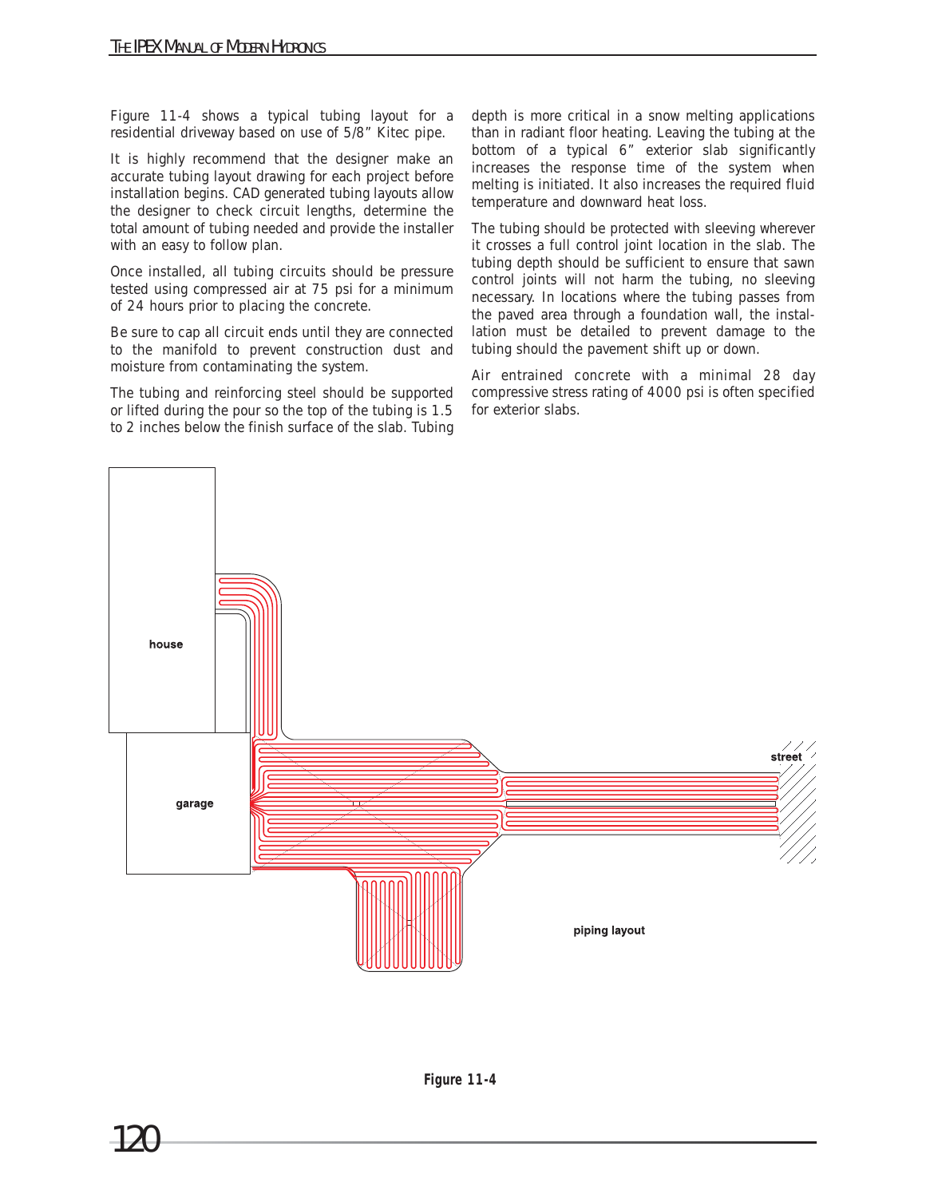Figure 11-4 shows a typical tubing layout for a residential driveway based on use of 5/8" Kitec pipe.

It is highly recommend that the designer make an accurate tubing layout drawing for each project before installation begins. CAD generated tubing layouts allow the designer to check circuit lengths, determine the total amount of tubing needed and provide the installer with an easy to follow plan.

Once installed, all tubing circuits should be pressure tested using compressed air at 75 psi for a minimum of 24 hours prior to placing the concrete.

Be sure to cap all circuit ends until they are connected to the manifold to prevent construction dust and moisture from contaminating the system.

The tubing and reinforcing steel should be supported or lifted during the pour so the top of the tubing is 1.5 to 2 inches below the finish surface of the slab. Tubing depth is more critical in a snow melting applications than in radiant floor heating. Leaving the tubing at the bottom of a typical 6" exterior slab significantly increases the response time of the system when melting is initiated. It also increases the required fluid temperature and downward heat loss.

The tubing should be protected with sleeving wherever it crosses a full control joint location in the slab. The tubing depth should be sufficient to ensure that sawn control joints will not harm the tubing, no sleeving necessary. In locations where the tubing passes from the paved area through a foundation wall, the installation must be detailed to prevent damage to the tubing should the pavement shift up or down.

Air entrained concrete with a minimal 28 day compressive stress rating of 4000 psi is often specified for exterior slabs.

**Figure 11-4**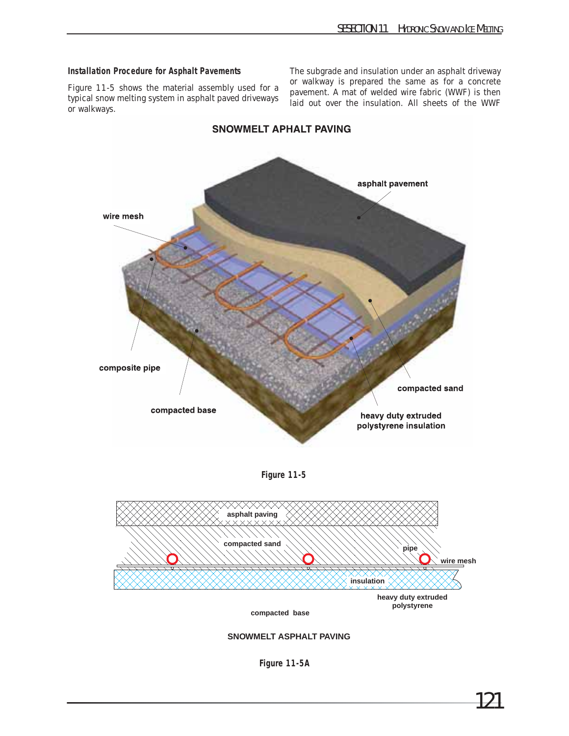### Installation Procedure for Asphalt Pavements

Figure 11-5 shows the material assembly used for a typical snow melting system in asphalt paved driveways or walkways.

The subgrade and insulation under an asphalt driveway or walkway is prepared the same as for a concrete pavement. A mat of welded wire fabric (WWF) is then laid out over the insulation. All sheets of the WWF

SNOWMELT APHALT PAVING

asphalt pavement

wire mesh

composite pipe

compacted base

compacted sand

heavy duty extruded polystyrene insulation

**Figure 11-5**

asphalt paving

compacted sand

pipe

wire mesh

insulation

heavy duty extruded polystyrene

compacted base

SNOWMELT ASPHALT PAVING

**Figure 11-5A**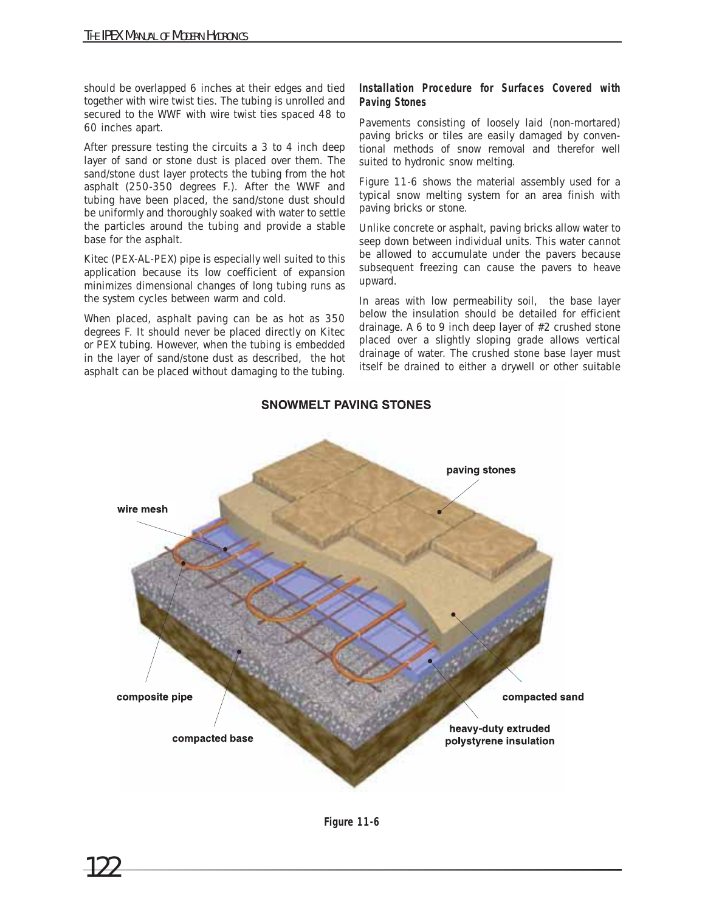should be overlapped 6 inches at their edges and tied together with wire twist ties. The tubing is unrolled and secured to the WWF with wire twist ties spaced 48 to 60 inches apart.

After pressure testing the circuits a 3 to 4 inch deep layer of sand or stone dust is placed over them. The sand/stone dust layer protects the tubing from the hot asphalt (250-350 degrees F.). After the WWF and tubing have been placed, the sand/stone dust should be uniformly and thoroughly soaked with water to settle the particles around the tubing and provide a stable base for the asphalt.

Kitec (PEX-AL-PEX) pipe is especially well suited to this application because its low coefficient of expansion minimizes dimensional changes of long tubing runs as the system cycles between warm and cold.

When placed, asphalt paving can be as hot as 350 degrees F. It should never be placed directly on Kitec or PEX tubing. However, when the tubing is embedded in the layer of sand/stone dust as described, the hot asphalt can be placed without damaging to the tubing.

### *Installation Procedure for Surfaces Covered with Paving Stones*

Pavements consisting of loosely laid (non-mortared) paving bricks or tiles are easily damaged by conventional methods of snow removal and therefor well suited to hydronic snow melting.

Figure 11-6 shows the material assembly used for a typical snow melting system for an area finish with paving bricks or stone.

Unlike concrete or asphalt, paving bricks allow water to seep down between individual units. This water cannot be allowed to accumulate under the pavers because subsequent freezing can cause the pavers to heave upward.

In areas with low permeability soil, the base layer below the insulation should be detailed for efficient drainage. A 6 to 9 inch deep layer of #2 crushed stone placed over a slightly sloping grade allows vertical drainage of water. The crushed stone base layer must itself be drained to either a drywell or other suitable

**SNOWMELT PAVING STONES**

paving stones

wire mesh

composite pipe

compacted base

compacted sand

heavy-duty extruded polystyrene insulation

*Figure 11-6*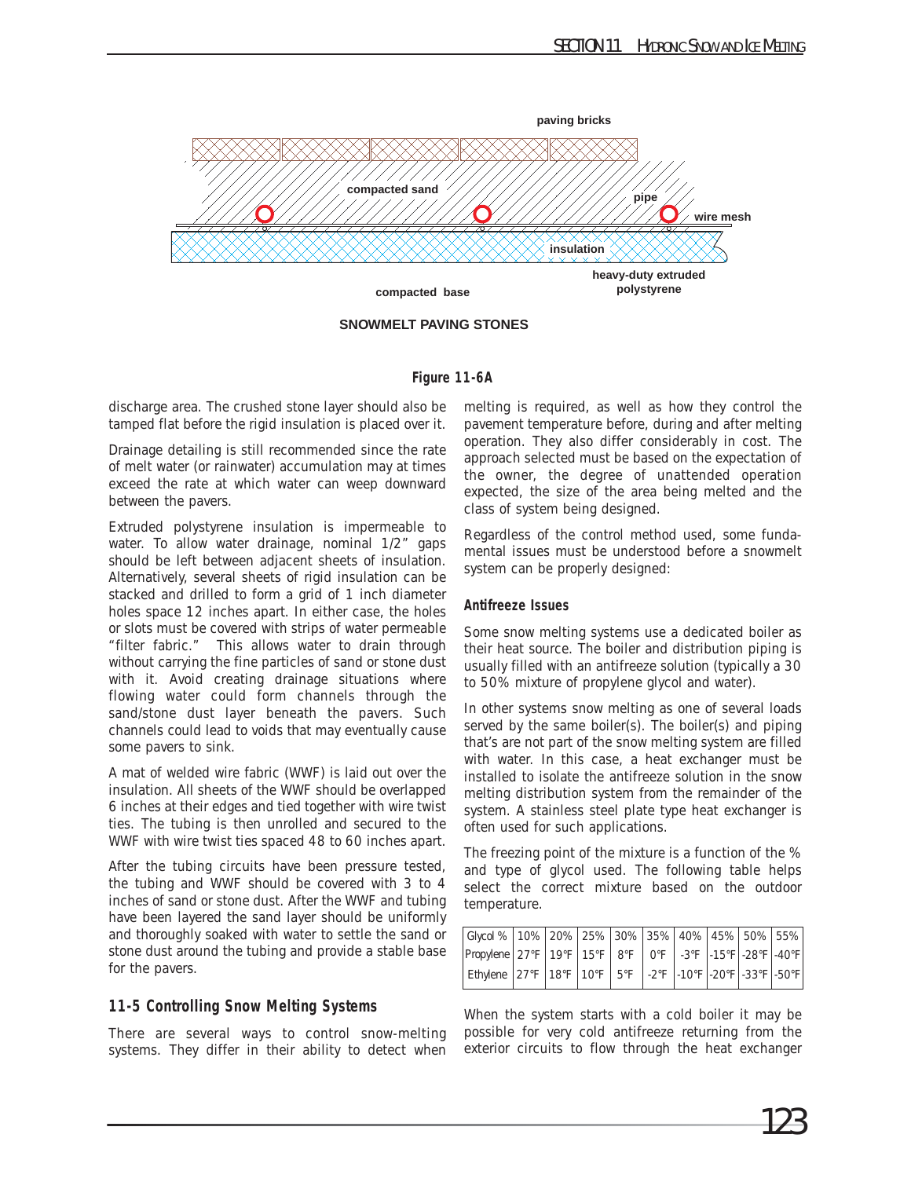paving bricks

compacted sand

pipe

wire mesh

insulation

heavy-duty extruded polystyrene

compacted base

SNOWMELT PAVING STONES

**Figure 11-6A**

discharge area. The crushed stone layer should also be tamped flat before the rigid insulation is placed over it.

Drainage detailing is still recommended since the rate of melt water (or rainwater) accumulation may at times exceed the rate at which water can weep downward between the pavers.

Extruded polystyrene insulation is impermeable to water. To allow water drainage, nominal 1/2" gaps should be left between adjacent sheets of insulation. Alternatively, several sheets of rigid insulation can be stacked and drilled to form a grid of 1 inch diameter holes space 12 inches apart. In either case, the holes or slots must be covered with strips of water permeable "filter fabric." This allows water to drain through without carrying the fine particles of sand or stone dust with it. Avoid creating drainage situations where flowing water could form channels through the sand/stone dust layer beneath the pavers. Such channels could lead to voids that may eventually cause some pavers to sink.

A mat of welded wire fabric (WWF) is laid out over the insulation. All sheets of the WWF should be overlapped 6 inches at their edges and tied together with wire twist ties. The tubing is then unrolled and secured to the WWF with wire twist ties spaced 48 to 60 inches apart.

After the tubing circuits have been pressure tested, the tubing and WWF should be covered with 3 to 4 inches of sand or stone dust. After the WWF and tubing have been layered the sand layer should be uniformly and thoroughly soaked with water to settle the sand or stone dust around the tubing and provide a stable base for the pavers.

## 11-5 Controlling Snow Melting Systems

There are several ways to control snow-melting systems. They differ in their ability to detect when melting is required, as well as how they control the pavement temperature before, during and after melting operation. They also differ considerably in cost. The approach selected must be based on the expectation of the owner, the degree of unattended operation expected, the size of the area being melted and the class of system being designed.

Regardless of the control method used, some fundamental issues must be understood before a snowmelt system can be properly designed:

### Antifreeze Issues

Some snow melting systems use a dedicated boiler as their heat source. The boiler and distribution piping is usually filled with an antifreeze solution (typically a 30 to 50% mixture of propylene glycol and water).

In other systems snow melting as one of several loads served by the same boiler(s). The boiler(s) and piping that's are not part of the snow melting system are filled with water. In this case, a heat exchanger must be installed to isolate the antifreeze solution in the snow melting distribution system from the remainder of the system. A stainless steel plate type heat exchanger is often used for such applications.

The freezing point of the mixture is a function of the % and type of glycol used. The following table helps select the correct mixture based on the outdoor temperature.

| Glycol % | 10% | 20% | 25% | 30% | 35% | 40% | 45% | 50% | 55% |
|---|---|---|---|---|---|---|---|---|---|
| Propylene | 27°F | 19°F | 15°F | 8°F | 0°F | -3°F | -15°F | -28°F | -40°F |
| Ethylene | 27°F | 18°F | 10°F | 5°F | -2°F | -10°F | -20°F | -33°F | -50°F |

When the system starts with a cold boiler it may be possible for very cold antifreeze returning from the exterior circuits to flow through the heat exchanger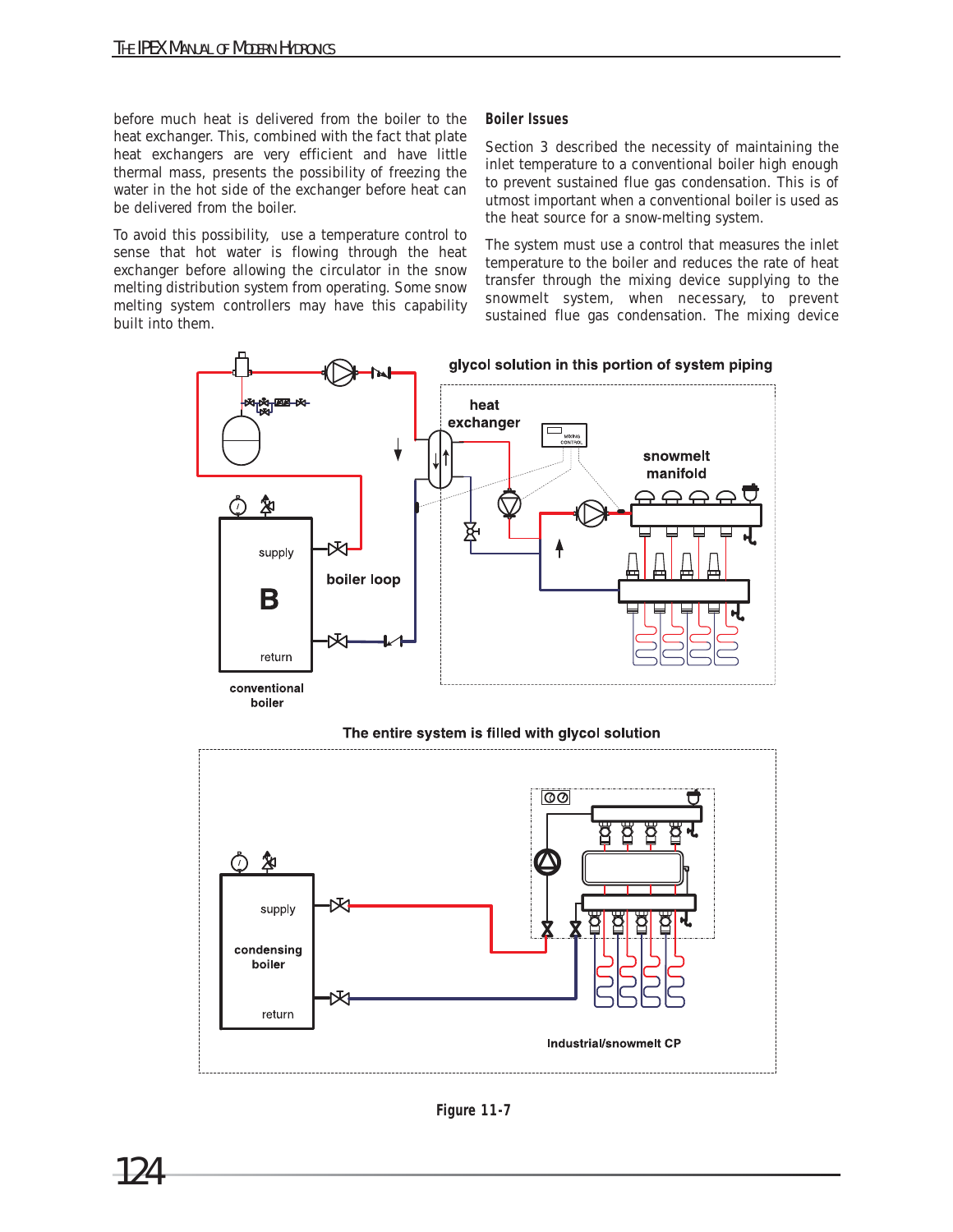before much heat is delivered from the boiler to the heat exchanger. This, combined with the fact that plate heat exchangers are very efficient and have little thermal mass, presents the possibility of freezing the water in the hot side of the exchanger before heat can be delivered from the boiler.

To avoid this possibility, use a temperature control to sense that hot water is flowing through the heat exchanger before allowing the circulator in the snow melting distribution system from operating. Some snow melting system controllers may have this capability built into them.

### Boiler Issues

Section 3 described the necessity of maintaining the inlet temperature to a conventional boiler high enough to prevent sustained flue gas condensation. This is of utmost important when a conventional boiler is used as the heat source for a snow-melting system.

The system must use a control that measures the inlet temperature to the boiler and reduces the rate of heat transfer through the mixing device supplying to the snowmelt system, when necessary, to prevent sustained flue gas condensation. The mixing device

Figure 11-7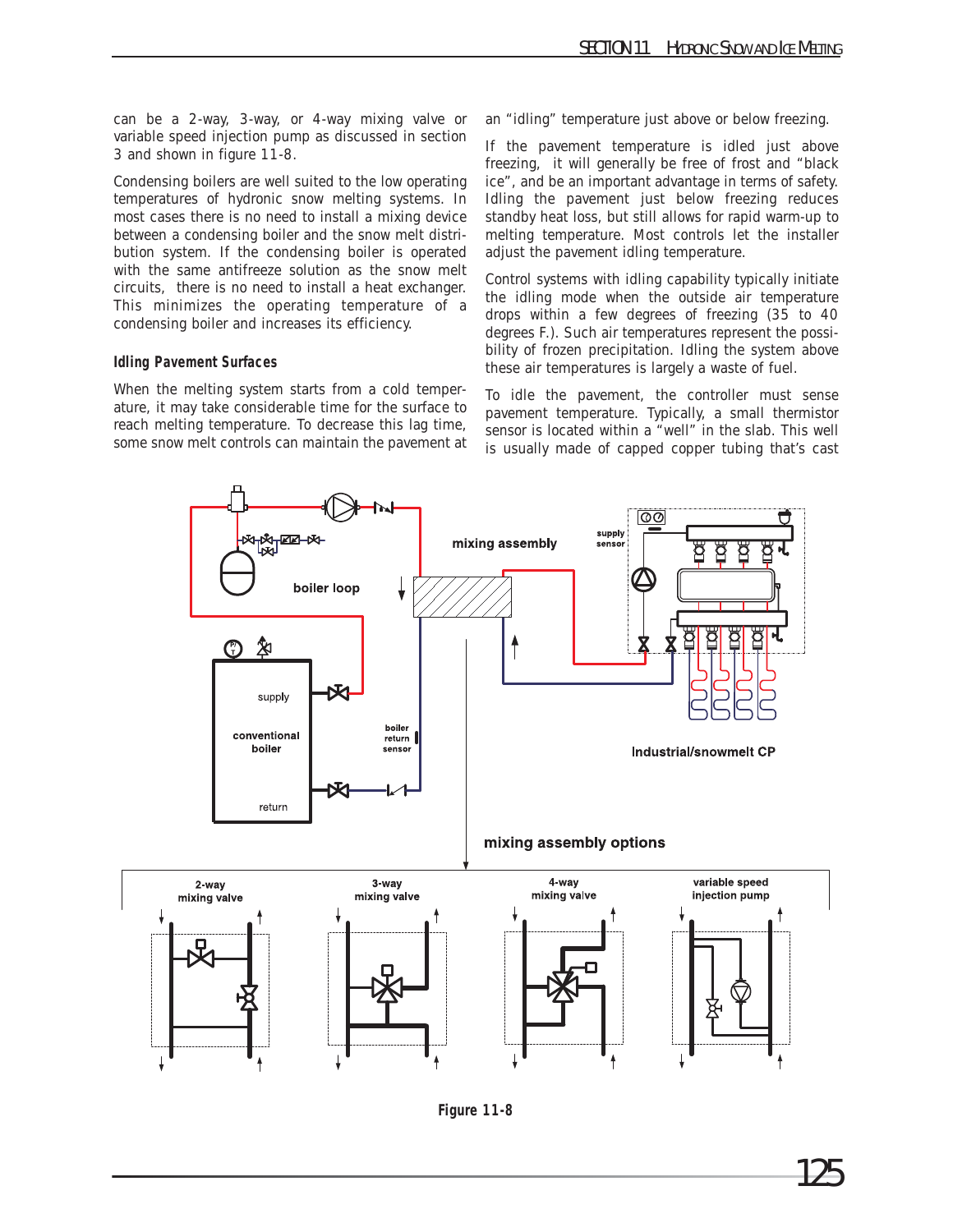can be a 2-way, 3-way, or 4-way mixing valve or variable speed injection pump as discussed in section 3 and shown in figure 11-8.

Condensing boilers are well suited to the low operating temperatures of hydronic snow melting systems. In most cases there is no need to install a mixing device between a condensing boiler and the snow melt distribution system. If the condensing boiler is operated with the same antifreeze solution as the snow melt circuits, there is no need to install a heat exchanger. This minimizes the operating temperature of a condensing boiler and increases its efficiency.

### Idling Pavement Surfaces

When the melting system starts from a cold temperature, it may take considerable time for the surface to reach melting temperature. To decrease this lag time, some snow melt controls can maintain the pavement at an "idling" temperature just above or below freezing.

If the pavement temperature is idled just above freezing, it will generally be free of frost and "black ice", and be an important advantage in terms of safety. Idling the pavement just below freezing reduces standby heat loss, but still allows for rapid warm-up to melting temperature. Most controls let the installer adjust the pavement idling temperature.

Control systems with idling capability typically initiate the idling mode when the outside air temperature drops within a few degrees of freezing (35 to 40 degrees F.). Such air temperatures represent the possibility of frozen precipitation. Idling the system above these air temperatures is largely a waste of fuel.

To idle the pavement, the controller must sense pavement temperature. Typically, a small thermistor sensor is located within a "well" in the slab. This well is usually made of capped copper tubing that's cast

**Figure 11-8**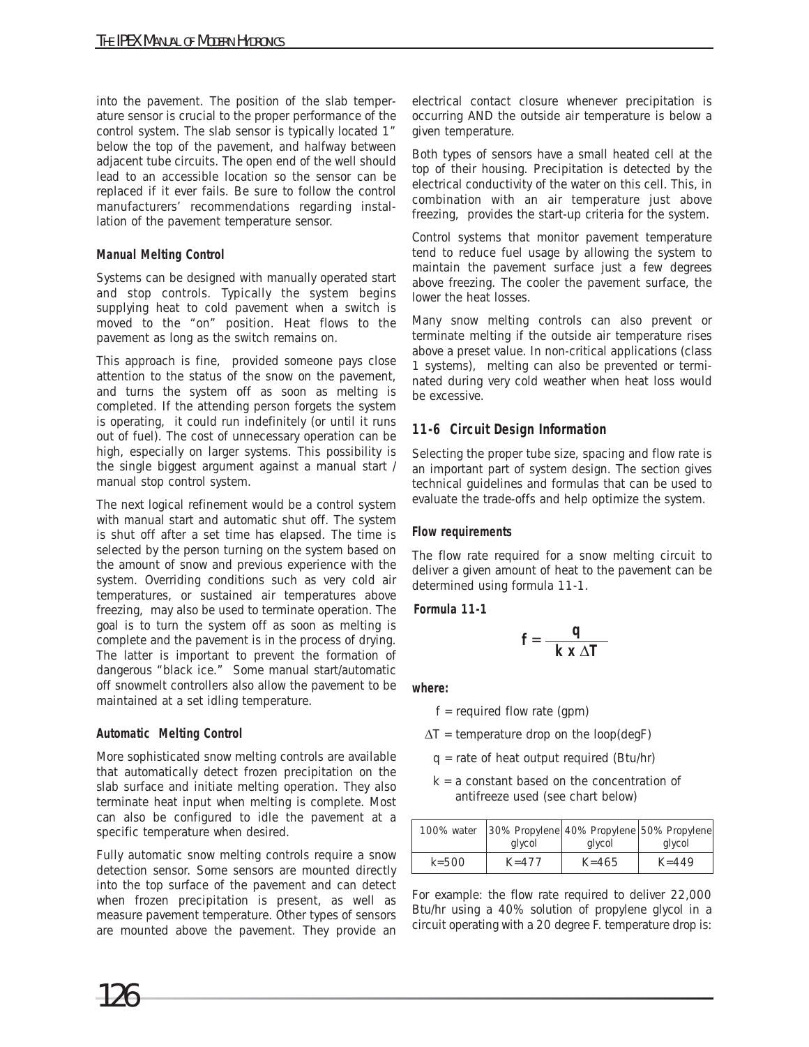into the pavement. The position of the slab temperature sensor is crucial to the proper performance of the control system. The slab sensor is typically located 1" below the top of the pavement, and halfway between adjacent tube circuits. The open end of the well should lead to an accessible location so the sensor can be replaced if it ever fails. Be sure to follow the control manufacturers' recommendations regarding installation of the pavement temperature sensor.

#### Manual Melting Control

Systems can be designed with manually operated start and stop controls. Typically the system begins supplying heat to cold pavement when a switch is moved to the "on" position. Heat flows to the pavement as long as the switch remains on.

This approach is fine, provided someone pays close attention to the status of the snow on the pavement, and turns the system off as soon as melting is completed. If the attending person forgets the system is operating, it could run indefinitely (or until it runs out of fuel). The cost of unnecessary operation can be high, especially on larger systems. This possibility is the single biggest argument against a manual start / manual stop control system.

The next logical refinement would be a control system with manual start and automatic shut off. The system is shut off after a set time has elapsed. The time is selected by the person turning on the system based on the amount of snow and previous experience with the system. Overriding conditions such as very cold air temperatures, or sustained air temperatures above freezing, may also be used to terminate operation. The goal is to turn the system off as soon as melting is complete and the pavement is in the process of drying. The latter is important to prevent the formation of dangerous "black ice." Some manual start/automatic off snowmelt controllers also allow the pavement to be maintained at a set idling temperature.

#### Automatic Melting Control

More sophisticated snow melting controls are available that automatically detect frozen precipitation on the slab surface and initiate melting operation. They also terminate heat input when melting is complete. Most can also be configured to idle the pavement at a specific temperature when desired.

Fully automatic snow melting controls require a snow detection sensor. Some sensors are mounted directly into the top surface of the pavement and can detect when frozen precipitation is present, as well as measure pavement temperature. Other types of sensors are mounted above the pavement. They provide an electrical contact closure whenever precipitation is occurring AND the outside air temperature is below a given temperature.

Both types of sensors have a small heated cell at the top of their housing. Precipitation is detected by the electrical conductivity of the water on this cell. This, in combination with an air temperature just above freezing, provides the start-up criteria for the system.

Control systems that monitor pavement temperature tend to reduce fuel usage by allowing the system to maintain the pavement surface just a few degrees above freezing. The cooler the pavement surface, the lower the heat losses.

Many snow melting controls can also prevent or terminate melting if the outside air temperature rises above a preset value. In non-critical applications (class 1 systems), melting can also be prevented or terminated during very cold weather when heat loss would be excessive.

## 11-6 Circuit Design Information

Selecting the proper tube size, spacing and flow rate is an important part of system design. The section gives technical guidelines and formulas that can be used to evaluate the trade-offs and help optimize the system.

#### Flow requirements

The flow rate required for a snow melting circuit to deliver a given amount of heat to the pavement can be determined using formula 11-1.

**Formula 11-1**

$$f = \frac{q}{k \times \Delta T}$$

**where:**

$f$ = required flow rate (gpm)

$\Delta T$ = temperature drop on the loop(degF)

$q$ = rate of heat output required (Btu/hr)

$k$ = a constant based on the concentration of antifreeze used (see chart below)

| 100% water | 30% Propylene glycol | 40% Propylene glycol | 50% Propylene glycol |
|---|---|---|---|
| k=500 | K=477 | K=465 | K=449 |

For example: the flow rate required to deliver 22,000 Btu/hr using a 40% solution of propylene glycol in a circuit operating with a 20 degree F. temperature drop is: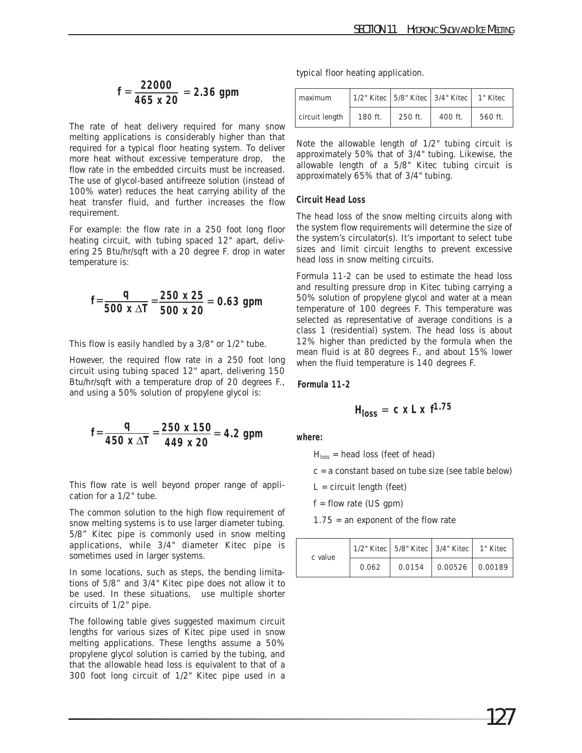$$f = \frac{22000}{465 \times 20} = 2.36 \text{ gpm}$$

The rate of heat delivery required for many snow melting applications is considerably higher than that required for a typical floor heating system. To deliver more heat without excessive temperature drop, the flow rate in the embedded circuits must be increased. The use of glycol-based antifreeze solution (instead of 100% water) reduces the heat carrying ability of the heat transfer fluid, and further increases the flow requirement.

For example: the flow rate in a 250 foot long floor heating circuit, with tubing spaced 12" apart, delivering 25 Btu/hr/sqft with a 20 degree F. drop in water temperature is:

$$f = \frac{q}{500 \times \Delta T} = \frac{250 \times 25}{500 \times 20} = 0.63 \text{ gpm}$$

This flow is easily handled by a 3/8" or 1/2" tube.

However, the required flow rate in a 250 foot long circuit using tubing spaced 12" apart, delivering 150 Btu/hr/sqft with a temperature drop of 20 degrees F., and using a 50% solution of propylene glycol is:

$$f = \frac{q}{450 \times \Delta T} = \frac{250 \times 150}{449 \times 20} = 4.2 \text{ gpm}$$

This flow rate is well beyond proper range of application for a 1/2" tube.

The common solution to the high flow requirement of snow melting systems is to use larger diameter tubing. 5/8" Kitec pipe is commonly used in snow melting applications, while 3/4" diameter Kitec pipe is sometimes used in larger systems.

In some locations, such as steps, the bending limitations of 5/8" and 3/4" Kitec pipe does not allow it to be used. In these situations, use multiple shorter circuits of 1/2" pipe.

The following table gives suggested maximum circuit lengths for various sizes of Kitec pipe used in snow melting applications. These lengths assume a 50% propylene glycol solution is carried by the tubing, and that the allowable head loss is equivalent to that of a 300 foot long circuit of 1/2" Kitec pipe used in a typical floor heating application.

| maximum circuit length | 1/2" Kitec | 5/8" Kitec | 3/4" Kitec | 1" Kitec |
|---|---|---|---|---|
| | 180 ft. | 250 ft. | 400 ft. | 560 ft. |

Note the allowable length of 1/2" tubing circuit is approximately 50% that of 3/4" tubing. Likewise, the allowable length of a 5/8" Kitec tubing circuit is approximately 65% that of 3/4" tubing.

**Circuit Head Loss**

The head loss of the snow melting circuits along with the system flow requirements will determine the size of the system's circulator(s). It's important to select tube sizes and limit circuit lengths to prevent excessive head loss in snow melting circuits.

Formula 11-2 can be used to estimate the head loss and resulting pressure drop in Kitec tubing carrying a 50% solution of propylene glycol and water at a mean temperature of 100 degrees F. This temperature was selected as representative of average conditions is a class 1 (residential) system. The head loss is about 12% higher than predicted by the formula when the mean fluid is at 80 degrees F., and about 15% lower when the fluid temperature is 140 degrees F.

**Formula 11-2**

$$H_{loss} = c \times L \times f^{1.75}$$

**where:**

$H_{loss}$ = head loss (feet of head)

c = a constant based on tube size (see table below)

L = circuit length (feet)

f = flow rate (US gpm)

1.75 = an exponent of the flow rate

| c value | 1/2" Kitec | 5/8" Kitec | 3/4" Kitec | 1" Kitec |
|---|---|---|---|---|
| | 0.062 | 0.0154 | 0.00526 | 0.00189 |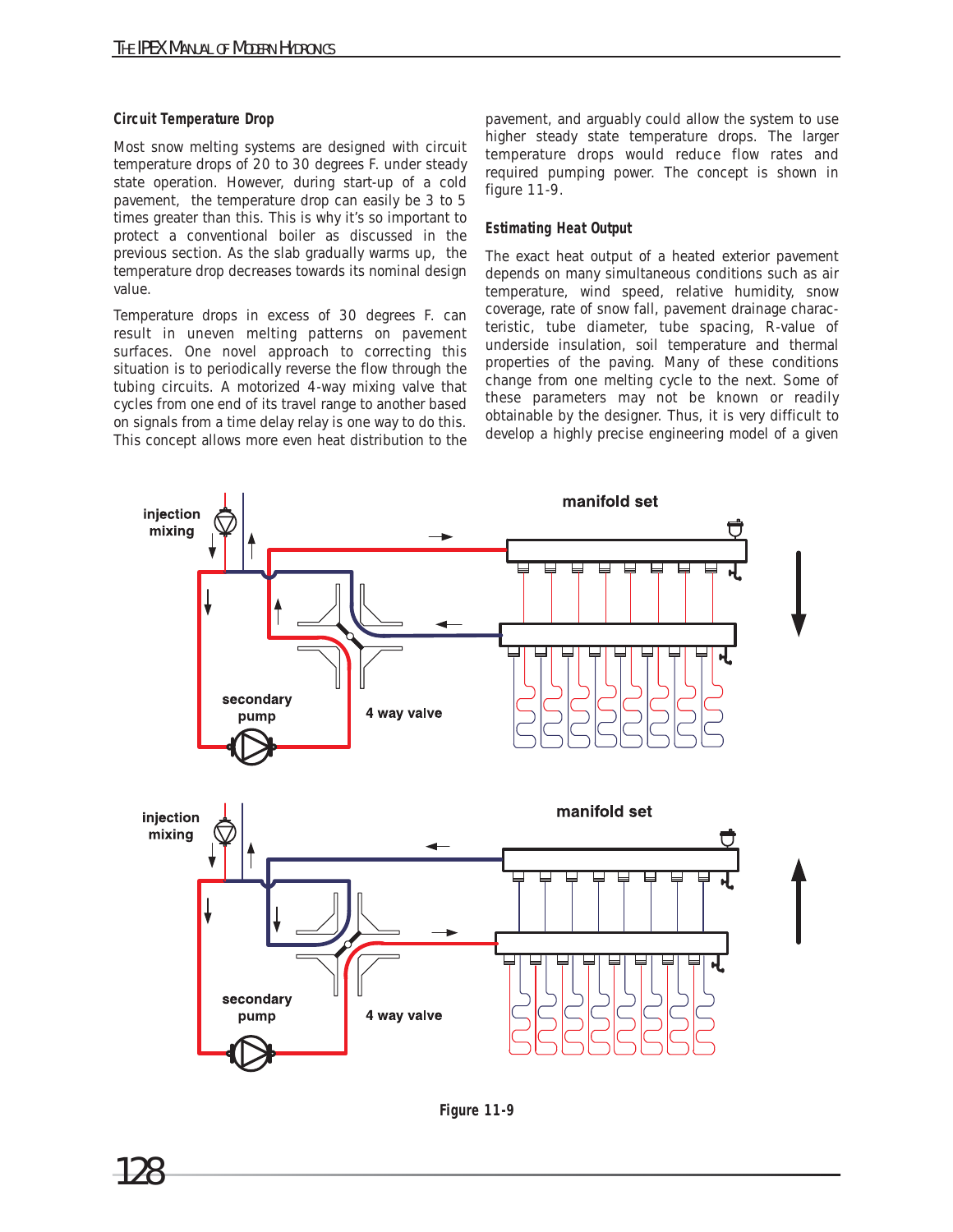### Circuit Temperature Drop

Most snow melting systems are designed with circuit temperature drops of 20 to 30 degrees F. under steady state operation. However, during start-up of a cold pavement, the temperature drop can easily be 3 to 5 times greater than this. This is why it's so important to protect a conventional boiler as discussed in the previous section. As the slab gradually warms up, the temperature drop decreases towards its nominal design value.

Temperature drops in excess of 30 degrees F. can result in uneven melting patterns on pavement surfaces. One novel approach to correcting this situation is to periodically reverse the flow through the tubing circuits. A motorized 4-way mixing valve that cycles from one end of its travel range to another based on signals from a time delay relay is one way to do this. This concept allows more even heat distribution to the pavement, and arguably could allow the system to use higher steady state temperature drops. The larger temperature drops would reduce flow rates and required pumping power. The concept is shown in figure 11-9.

### Estimating Heat Output

The exact heat output of a heated exterior pavement depends on many simultaneous conditions such as air temperature, wind speed, relative humidity, snow coverage, rate of snow fall, pavement drainage characteristic, tube diameter, tube spacing, R-value of underside insulation, soil temperature and thermal properties of the paving. Many of these conditions change from one melting cycle to the next. Some of these parameters may not be known or readily obtainable by the designer. Thus, it is very difficult to develop a highly precise engineering model of a given

**Figure 11-9**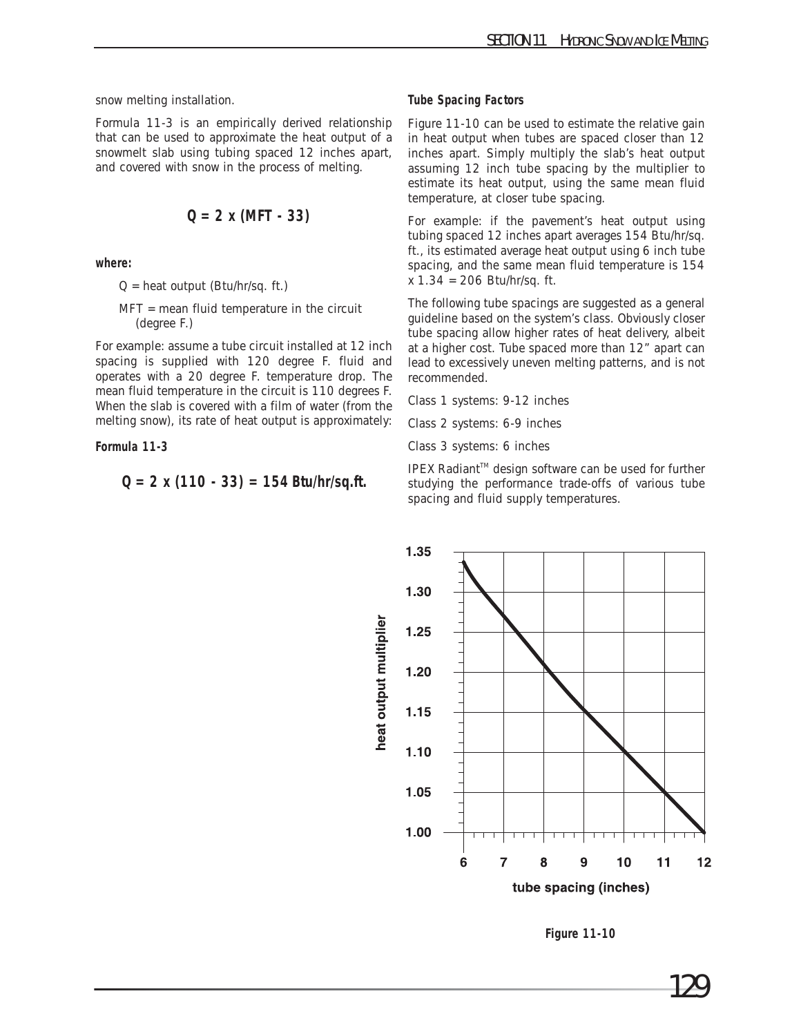snow melting installation.

Formula 11-3 is an empirically derived relationship that can be used to approximate the heat output of a snowmelt slab using tubing spaced 12 inches apart, and covered with snow in the process of melting.

$$Q = 2 \times (MFT - 33)$$

**where:**

$Q$ = heat output (Btu/hr/sq. ft.)

$MFT$ = mean fluid temperature in the circuit (degree F.)

For example: assume a tube circuit installed at 12 inch spacing is supplied with 120 degree F. fluid and operates with a 20 degree F. temperature drop. The mean fluid temperature in the circuit is 110 degrees F. When the slab is covered with a film of water (from the melting snow), its rate of heat output is approximately:

**Formula 11-3**

$$Q = 2 \times (110 - 33) = 154 \text{ Btu/hr/sq.ft.}$$

### Tube Spacing Factors

Figure 11-10 can be used to estimate the relative gain in heat output when tubes are spaced closer than 12 inches apart. Simply multiply the slab's heat output assuming 12 inch tube spacing by the multiplier to estimate its heat output, using the same mean fluid temperature, at closer tube spacing.

For example: if the pavement's heat output using tubing spaced 12 inches apart averages 154 Btu/hr/sq. ft., its estimated average heat output using 6 inch tube spacing, and the same mean fluid temperature is 154 x 1.34 = 206 Btu/hr/sq. ft.

The following tube spacings are suggested as a general guideline based on the system's class. Obviously closer tube spacing allow higher rates of heat delivery, albeit at a higher cost. Tube spaced more than 12" apart can lead to excessively uneven melting patterns, and is not recommended.

Class 1 systems: 9-12 inches

Class 2 systems: 6-9 inches

Class 3 systems: 6 inches

IPEX Radiant™ design software can be used for further studying the performance trade-offs of various tube spacing and fluid supply temperatures.

**Figure 11-10**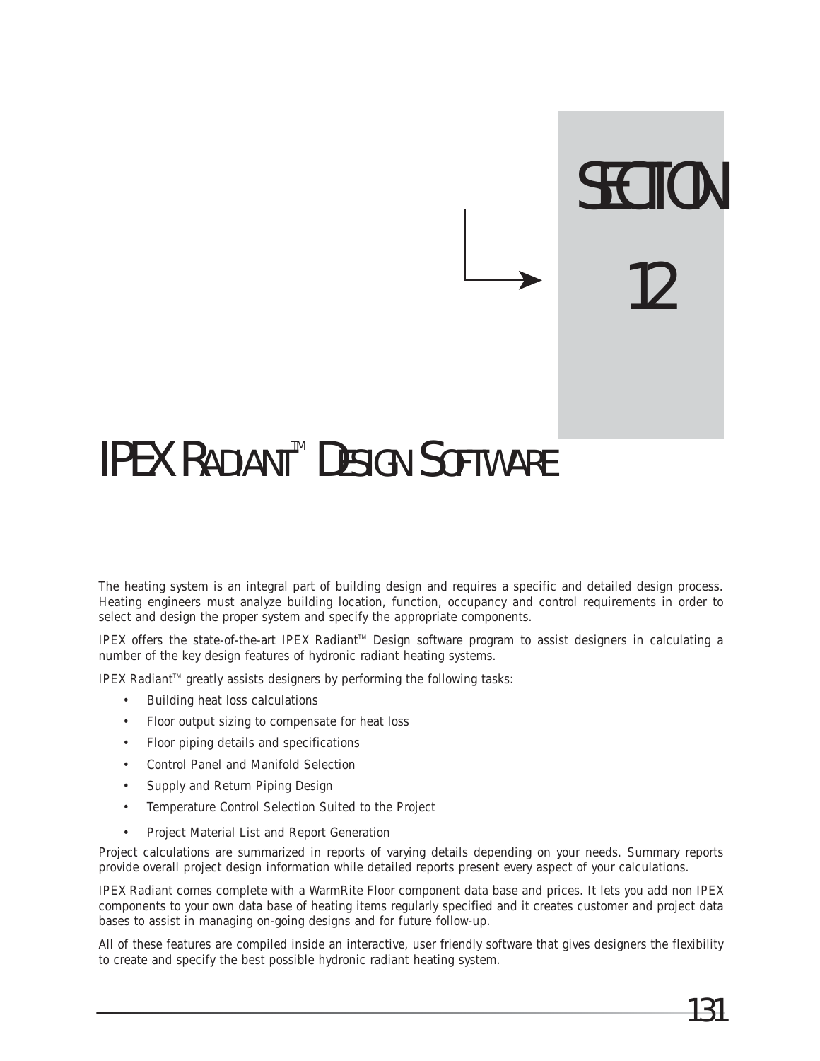# SECTION 12

# IPEX RADIANT™ DESIGN SOFTWARE

The heating system is an integral part of building design and requires a specific and detailed design process. Heating engineers must analyze building location, function, occupancy and control requirements in order to select and design the proper system and specify the appropriate components.

IPEX offers the state-of-the-art IPEX Radiant™ Design software program to assist designers in calculating a number of the key design features of hydronic radiant heating systems.

IPEX Radiant™ greatly assists designers by performing the following tasks:

- Building heat loss calculations
- Floor output sizing to compensate for heat loss
- Floor piping details and specifications
- Control Panel and Manifold Selection
- Supply and Return Piping Design
- Temperature Control Selection Suited to the Project
- Project Material List and Report Generation

Project calculations are summarized in reports of varying details depending on your needs. Summary reports provide overall project design information while detailed reports present every aspect of your calculations.

IPEX Radiant comes complete with a WarmRite Floor component data base and prices. It lets you add non IPEX components to your own data base of heating items regularly specified and it creates customer and project data bases to assist in managing on-going designs and for future follow-up.

All of these features are compiled inside an interactive, user friendly software that gives designers the flexibility to create and specify the best possible hydronic radiant heating system.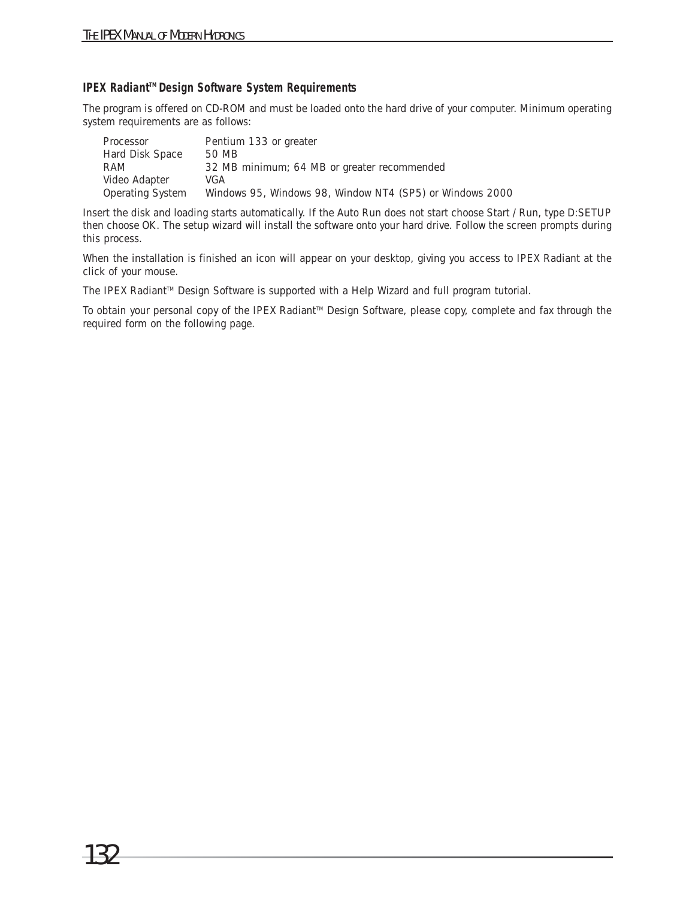### IPEX Radiant™ Design Software System Requirements

The program is offered on CD-ROM and must be loaded onto the hard drive of your computer. Minimum operating system requirements are as follows:

| | |
|---|---|
| Processor | Pentium 133 or greater |
| Hard Disk Space | 50 MB |
| RAM | 32 MB minimum; 64 MB or greater recommended |
| Video Adapter | VGA |
| Operating System | Windows 95, Windows 98, Window NT4 (SP5) or Windows 2000 |

Insert the disk and loading starts automatically. If the Auto Run does not start choose Start / Run, type D:SETUP then choose OK. The setup wizard will install the software onto your hard drive. Follow the screen prompts during this process.

When the installation is finished an icon will appear on your desktop, giving you access to IPEX Radiant at the click of your mouse.

The IPEX Radiant™ Design Software is supported with a Help Wizard and full program tutorial.

To obtain your personal copy of the IPEX Radiant™ Design Software, please copy, complete and fax through the required form on the following page.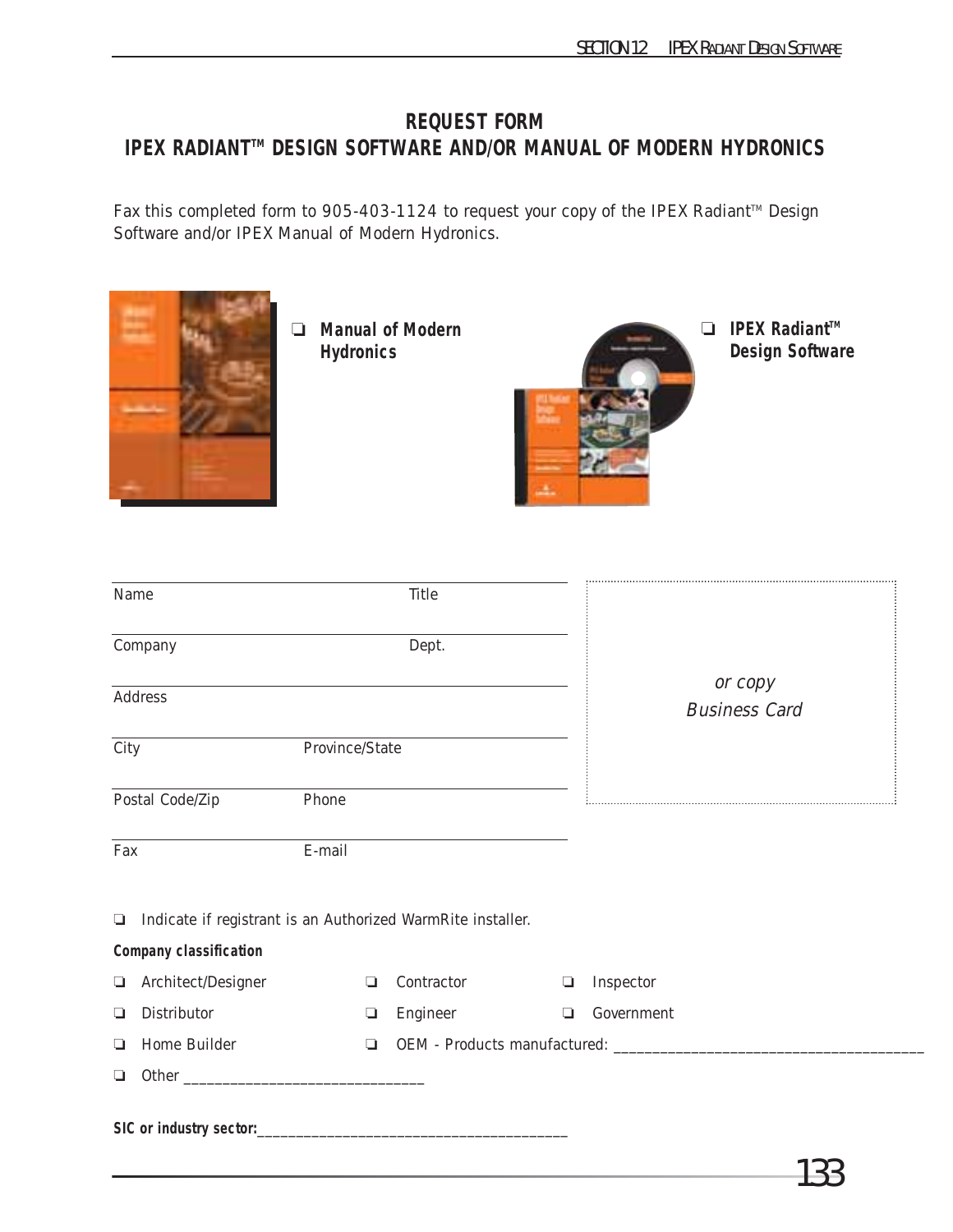## REQUEST FORM
## IPEX RADIANT™ DESIGN SOFTWARE AND/OR MANUAL OF MODERN HYDRONICS

Fax this completed form to 905-403-1124 to request your copy of the IPEX Radiant™ Design Software and/or IPEX Manual of Modern Hydronics.

❏ **Manual of Modern Hydronics**

❏ **IPEX Radiant™ Design Software**

Name ____________________ Title ____________________

Company ____________________ Dept. ____________________

Address ____________________

City ____________________ Province/State ____________________

Postal Code/Zip ____________________ Phone ____________________

Fax ____________________ E-mail ____________________

*or copy Business Card*

❏ Indicate if registrant is an Authorized WarmRite installer.

**Company classification**

❏ Architect/Designer ❏ Contractor ❏ Inspector

❏ Distributor ❏ Engineer ❏ Government

❏ Home Builder ❏ OEM - Products manufactured: ______________________________________

❏ Other ______________________________

**SIC or industry sector:**_______________________________________